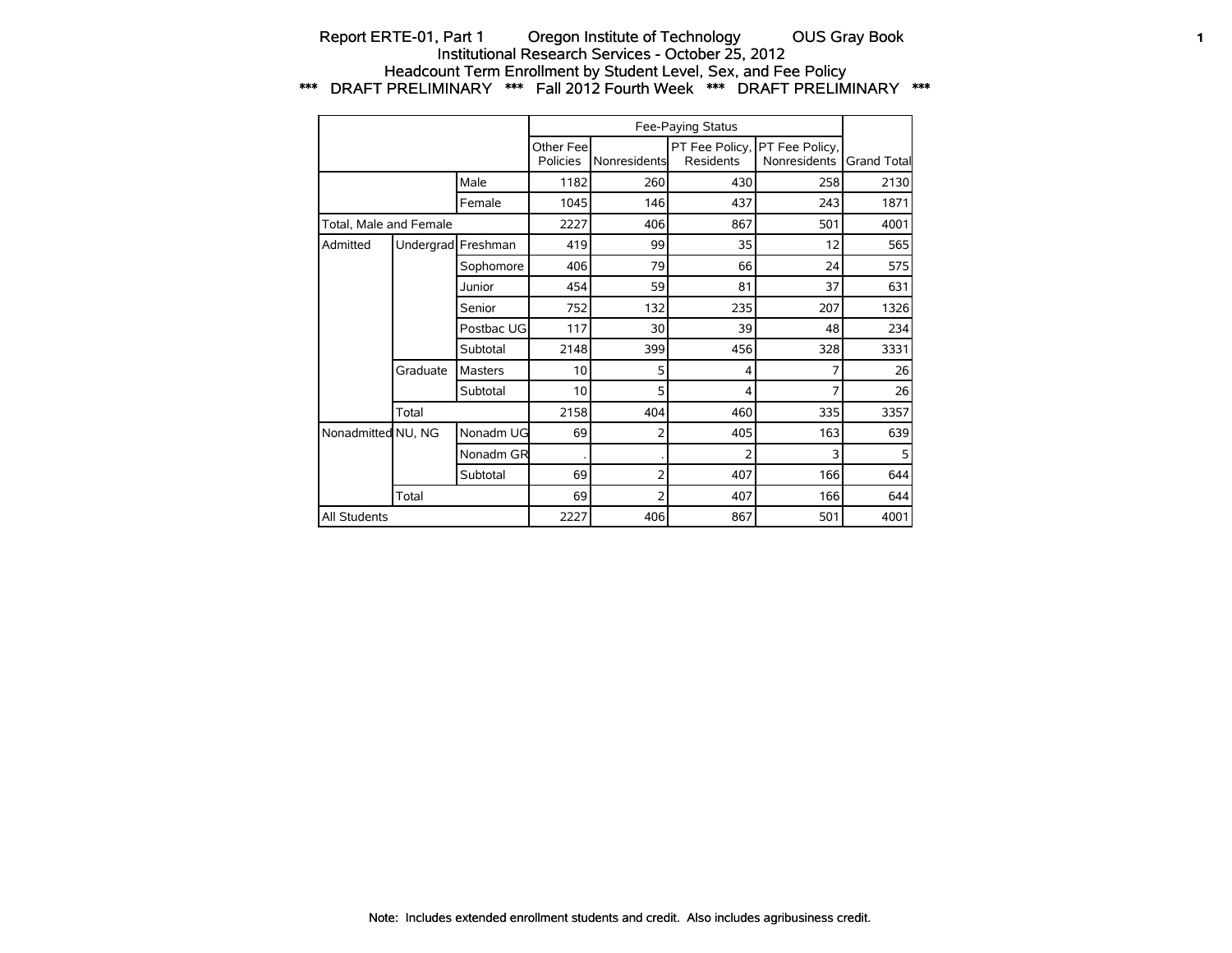Report ERTE-01, Part 1 Oregon Institute of Technology OUS Gray Book

Institutional Research Services - October 25, 2012

Headcount Term Enrollment by Student Level, Sex, and Fee Policy

*** DRAFT PRELIMINARY *** Fall 2012 Fourth Week *** DRAFT PRELIMINARY ***

| | | | Fee-Paying Status | | | | |
|---|---|---|---|---|---|---|---|
| | | | Other Fee Policies | Nonresidents | PT Fee Policy, Residents | PT Fee Policy, Nonresidents | Grand Total |
| | | Male | 1182 | 260 | 430 | 258 | 2130 |
| | | Female | 1045 | 146 | 437 | 243 | 1871 |
| Total, Male and Female | | | 2227 | 406 | 867 | 501 | 4001 |
| Admitted | Undergrad | Freshman | 419 | 99 | 35 | 12 | 565 |
| | | Sophomore | 406 | 79 | 66 | 24 | 575 |
| | | Junior | 454 | 59 | 81 | 37 | 631 |
| | | Senior | 752 | 132 | 235 | 207 | 1326 |
| | | Postbac UG | 117 | 30 | 39 | 48 | 234 |
| | | Subtotal | 2148 | 399 | 456 | 328 | 3331 |
| | Graduate | Masters | 10 | 5 | 4 | 7 | 26 |
| | | Subtotal | 10 | 5 | 4 | 7 | 26 |
| | Total | | 2158 | 404 | 460 | 335 | 3357 |
| Nonadmitted | NU, NG | Nonadm UG | 69 | 2 | 405 | 163 | 639 |
| | | Nonadm GR | . | . | 2 | 3 | 5 |
| | | Subtotal | 69 | 2 | 407 | 166 | 644 |
| | Total | | 69 | 2 | 407 | 166 | 644 |
| All Students | | | 2227 | 406 | 867 | 501 | 4001 |

Note: Includes extended enrollment students and credit. Also includes agribusiness credit.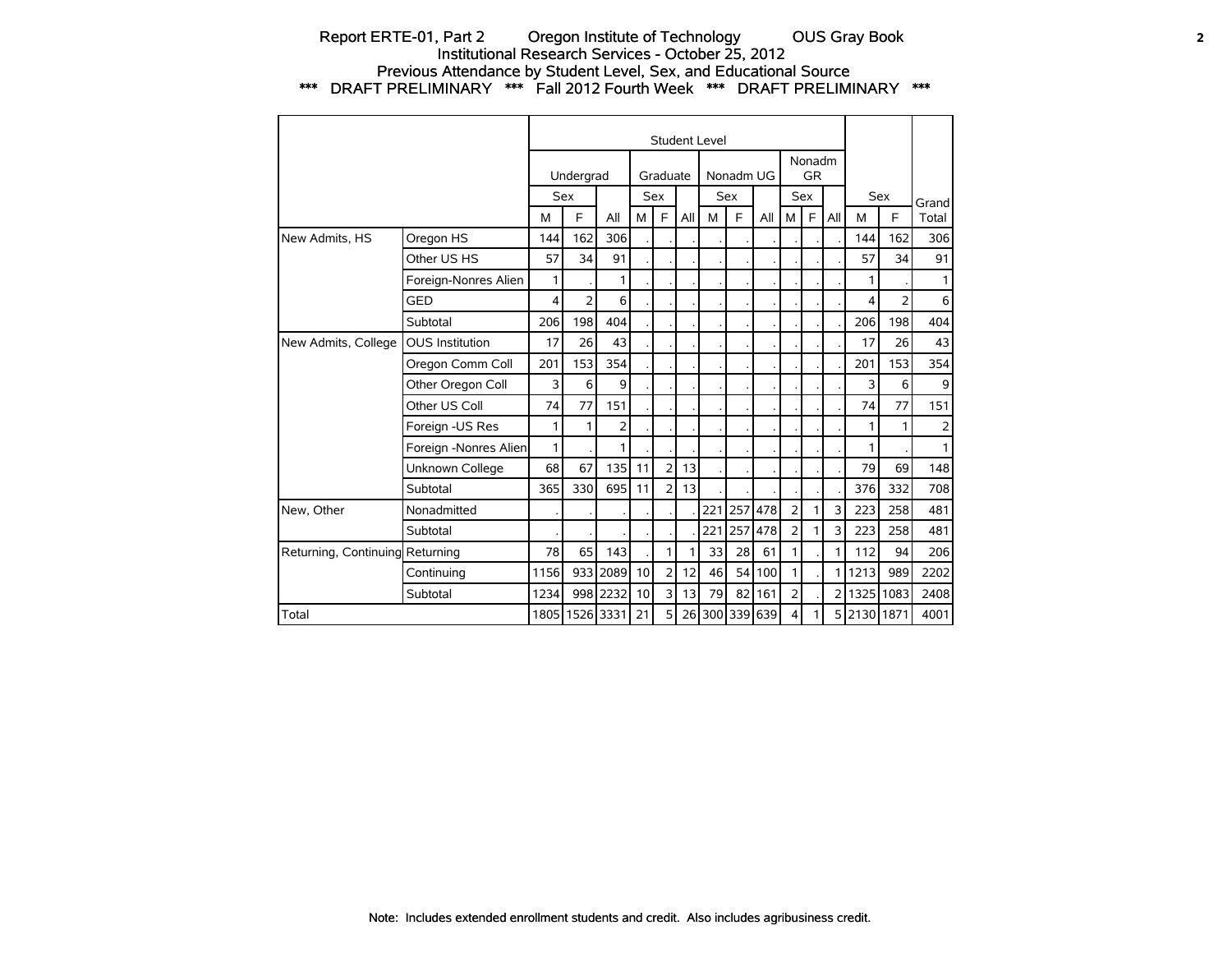Report ERTE-01, Part 2 Oregon Institute of Technology OUS Gray Book
Institutional Research Services - October 25, 2012
Previous Attendance by Student Level, Sex, and Educational Source
*** DRAFT PRELIMINARY *** Fall 2012 Fourth Week *** DRAFT PRELIMINARY ***

| | | Student Level | | | | | | | | | | | | | | |
|---|---|---|---|---|---|---|---|---|---|---|---|---|---|---|---|---|
| | | Undergrad | | | Graduate | | | Nonadm UG | | | Nonadm GR | | | | | |
| | | Sex | | | Sex | | | Sex | | | Sex | | | Sex | | Grand Total |
| | | M | F | All | M | F | All | M | F | All | M | F | All | M | F | |
| New Admits, HS | Oregon HS | 144 | 162 | 306 | . | . | . | . | . | . | . | . | . | 144 | 162 | 306 |
| | Other US HS | 57 | 34 | 91 | . | . | . | . | . | . | . | . | . | 57 | 34 | 91 |
| | Foreign-Nonres Alien | 1 | . | 1 | . | . | . | . | . | . | . | . | . | 1 | . | 1 |
| | GED | 4 | 2 | 6 | . | . | . | . | . | . | . | . | . | 4 | 2 | 6 |
| | Subtotal | 206 | 198 | 404 | . | . | . | . | . | . | . | . | . | 206 | 198 | 404 |
| New Admits, College | OUS Institution | 17 | 26 | 43 | . | . | . | . | . | . | . | . | . | 17 | 26 | 43 |
| | Oregon Comm Coll | 201 | 153 | 354 | . | . | . | . | . | . | . | . | . | 201 | 153 | 354 |
| | Other Oregon Coll | 3 | 6 | 9 | . | . | . | . | . | . | . | . | . | 3 | 6 | 9 |
| | Other US Coll | 74 | 77 | 151 | . | . | . | . | . | . | . | . | . | 74 | 77 | 151 |
| | Foreign -US Res | 1 | 1 | 2 | . | . | . | . | . | . | . | . | . | 1 | 1 | 2 |
| | Foreign -Nonres Alien | 1 | . | 1 | . | . | . | . | . | . | . | . | . | 1 | . | 1 |
| | Unknown College | 68 | 67 | 135 | 11 | 2 | 13 | . | . | . | . | . | . | 79 | 69 | 148 |
| | Subtotal | 365 | 330 | 695 | 11 | 2 | 13 | . | . | . | . | . | . | 376 | 332 | 708 |
| New, Other | Nonadmitted | . | . | . | . | . | . | 221 | 257 | 478 | 2 | 1 | 3 | 223 | 258 | 481 |
| | Subtotal | . | . | . | . | . | . | 221 | 257 | 478 | 2 | 1 | 3 | 223 | 258 | 481 |
| Returning, Continuing | Returning | 78 | 65 | 143 | . | 1 | 1 | 33 | 28 | 61 | 1 | . | 1 | 112 | 94 | 206 |
| | Continuing | 1156 | 933 | 2089 | 10 | 2 | 12 | 46 | 54 | 100 | 1 | . | 1 | 1213 | 989 | 2202 |
| | Subtotal | 1234 | 998 | 2232 | 10 | 3 | 13 | 79 | 82 | 161 | 2 | . | 2 | 1325 | 1083 | 2408 |
| Total | | 1805 | 1526 | 3331 | 21 | 5 | 26 | 300 | 339 | 639 | 4 | 1 | 5 | 2130 | 1871 | 4001 |

Note: Includes extended enrollment students and credit. Also includes agribusiness credit.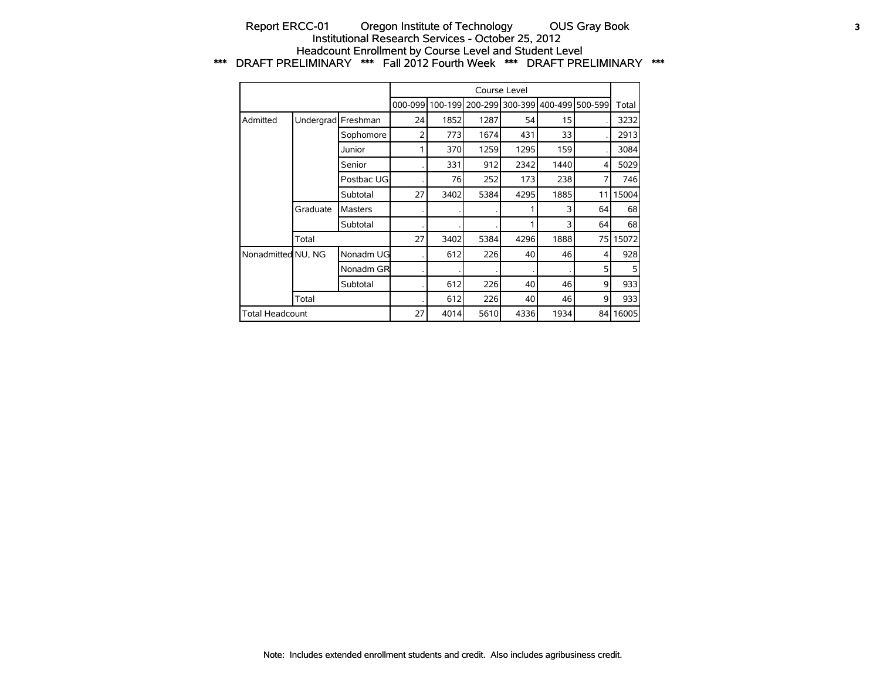# Report ERCC-01 Oregon Institute of Technology OUS Gray Book

## Institutional Research Services - October 25, 2012

## Headcount Enrollment by Course Level and Student Level

### *** DRAFT PRELIMINARY *** Fall 2012 Fourth Week *** DRAFT PRELIMINARY ***

| | | | Course Level | | | | | | |
|---|---|---|---|---|---|---|---|---|---|
| | | | 000-099 | 100-199 | 200-299 | 300-399 | 400-499 | 500-599 | Total |
| Admitted | Undergrad | Freshman | 24 | 1852 | 1287 | 54 | 15 | . | 3232 |
| | | Sophomore | 2 | 773 | 1674 | 431 | 33 | . | 2913 |
| | | Junior | 1 | 370 | 1259 | 1295 | 159 | . | 3084 |
| | | Senior | . | 331 | 912 | 2342 | 1440 | 4 | 5029 |
| | | Postbac UG | . | 76 | 252 | 173 | 238 | 7 | 746 |
| | | Subtotal | 27 | 3402 | 5384 | 4295 | 1885 | 11 | 15004 |
| | Graduate | Masters | . | . | . | 1 | 3 | 64 | 68 |
| | | Subtotal | . | . | . | 1 | 3 | 64 | 68 |
| | Total | | 27 | 3402 | 5384 | 4296 | 1888 | 75 | 15072 |
| Nonadmitted | NU, NG | Nonadm UG | . | 612 | 226 | 40 | 46 | 4 | 928 |
| | | Nonadm GR | . | . | . | . | . | 5 | 5 |
| | | Subtotal | . | 612 | 226 | 40 | 46 | 9 | 933 |
| | Total | | . | 612 | 226 | 40 | 46 | 9 | 933 |
| Total Headcount | | | 27 | 4014 | 5610 | 4336 | 1934 | 84 | 16005 |

Note: Includes extended enrollment students and credit. Also includes agribusiness credit.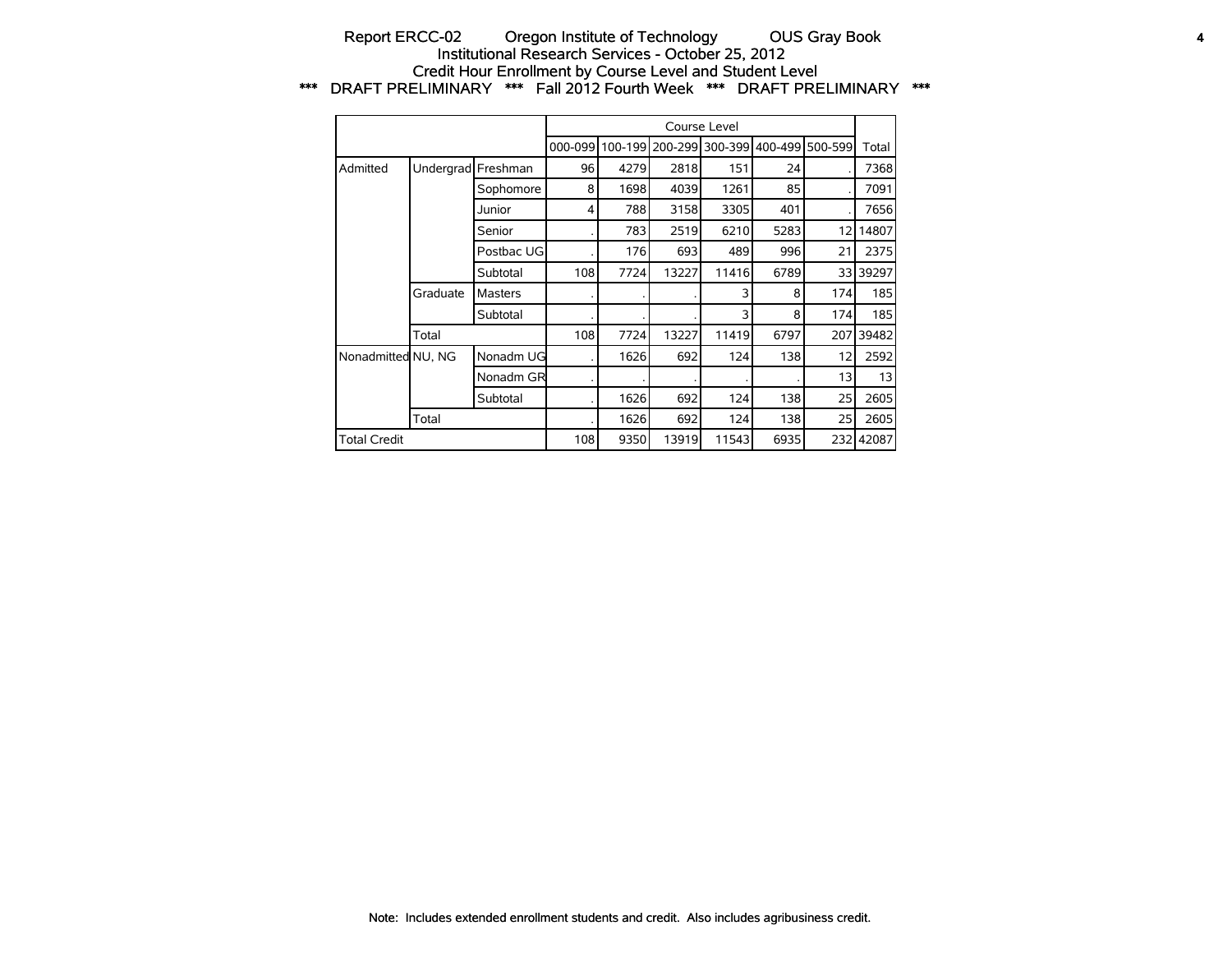# Report ERCC-02 Oregon Institute of Technology OUS Gray Book

## Institutional Research Services - October 25, 2012

## Credit Hour Enrollment by Course Level and Student Level

### *** DRAFT PRELIMINARY *** Fall 2012 Fourth Week *** DRAFT PRELIMINARY ***

| | | | Course Level | | | | | | |
|---|---|---|---|---|---|---|---|---|---|
| | | | 000-099 | 100-199 | 200-299 | 300-399 | 400-499 | 500-599 | Total |
| Admitted | Undergrad | Freshman | 96 | 4279 | 2818 | 151 | 24 | . | 7368 |
| | | Sophomore | 8 | 1698 | 4039 | 1261 | 85 | . | 7091 |
| | | Junior | 4 | 788 | 3158 | 3305 | 401 | . | 7656 |
| | | Senior | . | 783 | 2519 | 6210 | 5283 | 12 | 14807 |
| | | Postbac UG | . | 176 | 693 | 489 | 996 | 21 | 2375 |
| | | Subtotal | 108 | 7724 | 13227 | 11416 | 6789 | 33 | 39297 |
| | Graduate | Masters | . | . | . | 3 | 8 | 174 | 185 |
| | | Subtotal | . | . | . | 3 | 8 | 174 | 185 |
| | Total | | 108 | 7724 | 13227 | 11419 | 6797 | 207 | 39482 |
| Nonadmitted | NU, NG | Nonadm UG | . | 1626 | 692 | 124 | 138 | 12 | 2592 |
| | | Nonadm GR | . | . | . | . | . | 13 | 13 |
| | | Subtotal | . | 1626 | 692 | 124 | 138 | 25 | 2605 |
| | Total | | . | 1626 | 692 | 124 | 138 | 25 | 2605 |
| Total Credit | | | 108 | 9350 | 13919 | 11543 | 6935 | 232 | 42087 |

Note: Includes extended enrollment students and credit. Also includes agribusiness credit.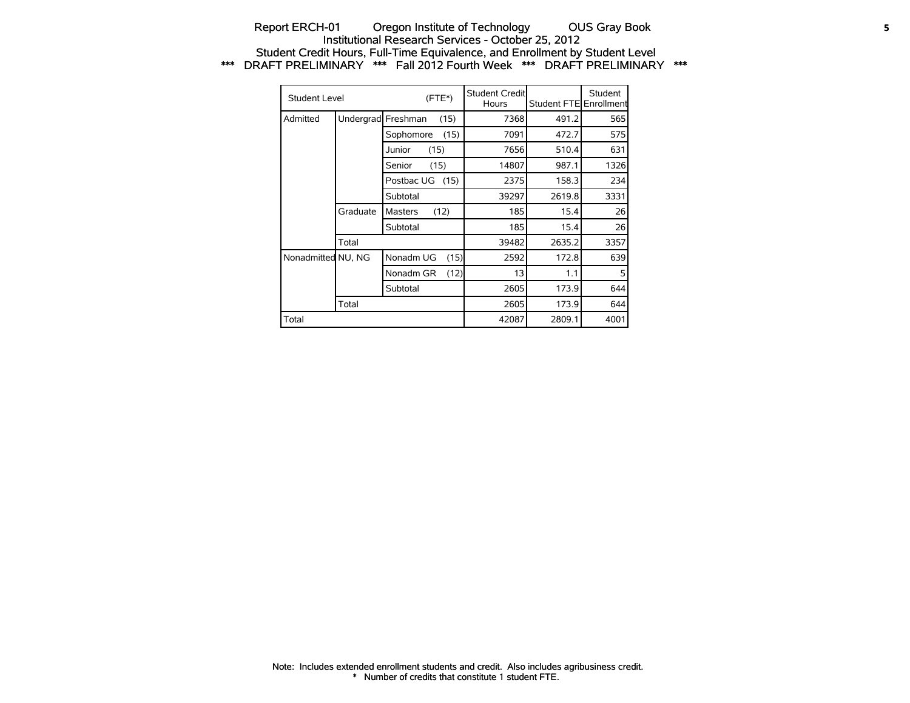Report ERCH-01 Oregon Institute of Technology OUS Gray Book
Institutional Research Services - October 25, 2012
Student Credit Hours, Full-Time Equivalence, and Enrollment by Student Level
*** DRAFT PRELIMINARY *** Fall 2012 Fourth Week *** DRAFT PRELIMINARY ***

| Student Level | | (FTE*) | Student Credit Hours | Student FTE | Student Enrollment |
|---|---|---|---|---|---|
| Admitted | Undergrad | Freshman (15) | 7368 | 491.2 | 565 |
| | | Sophomore (15) | 7091 | 472.7 | 575 |
| | | Junior (15) | 7656 | 510.4 | 631 |
| | | Senior (15) | 14807 | 987.1 | 1326 |
| | | Postbac UG (15) | 2375 | 158.3 | 234 |
| | | Subtotal | 39297 | 2619.8 | 3331 |
| | Graduate | Masters (12) | 185 | 15.4 | 26 |
| | | Subtotal | 185 | 15.4 | 26 |
| | Total | | 39482 | 2635.2 | 3357 |
| Nonadmitted | NU, NG | Nonadm UG (15) | 2592 | 172.8 | 639 |
| | | Nonadm GR (12) | 13 | 1.1 | 5 |
| | | Subtotal | 2605 | 173.9 | 644 |
| | Total | | 2605 | 173.9 | 644 |
| Total | | | 42087 | 2809.1 | 4001 |

Note: Includes extended enrollment students and credit. Also includes agribusiness credit.
* Number of credits that constitute 1 student FTE.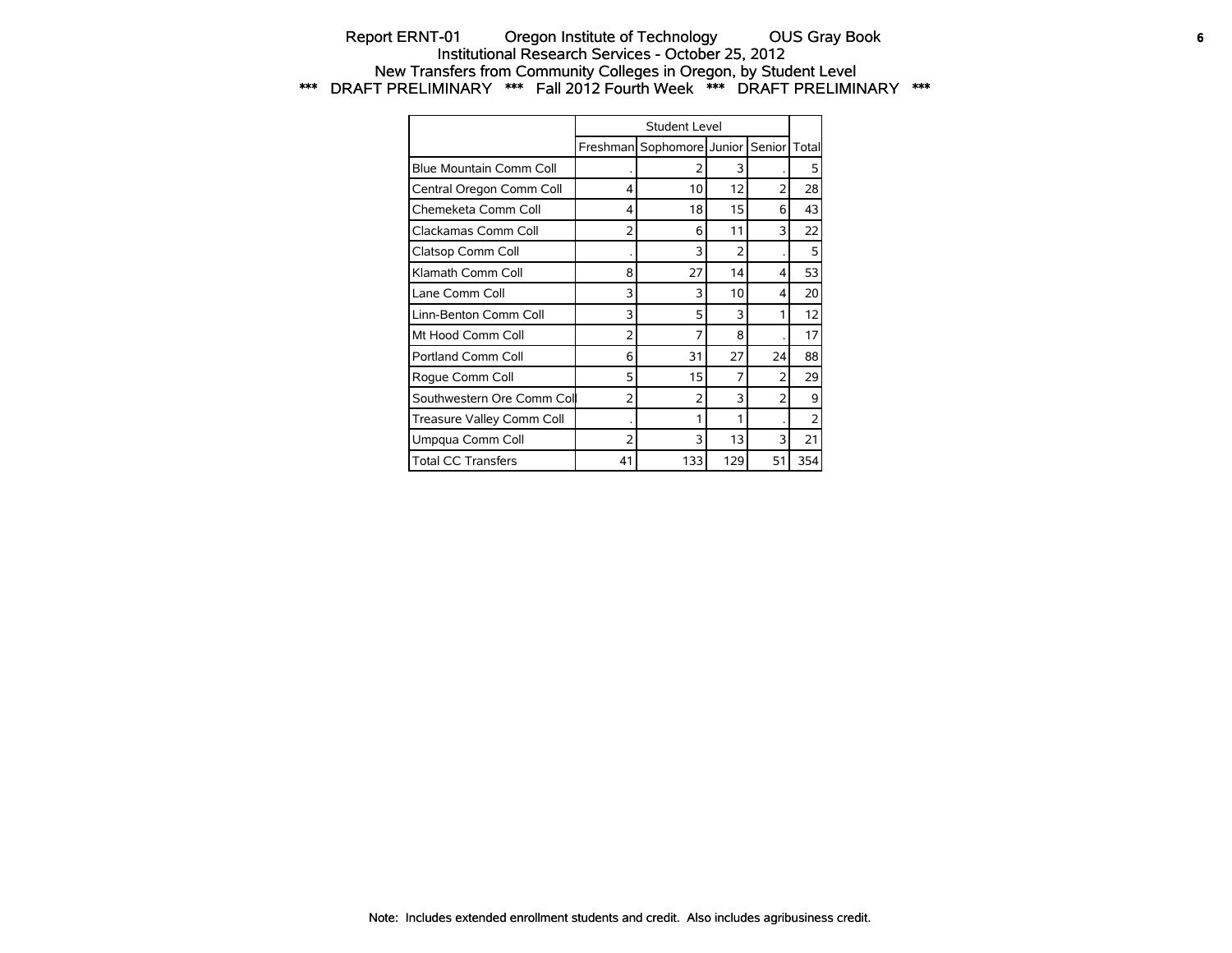# Report ERNT-01 Oregon Institute of Technology OUS Gray Book

Institutional Research Services - October 25, 2012

New Transfers from Community Colleges in Oregon, by Student Level

*** DRAFT PRELIMINARY *** Fall 2012 Fourth Week *** DRAFT PRELIMINARY ***

| | Student Level | | | | |
|---|---|---|---|---|---|
| | Freshman | Sophomore | Junior | Senior | Total |
| Blue Mountain Comm Coll | . | 2 | 3 | . | 5 |
| Central Oregon Comm Coll | 4 | 10 | 12 | 2 | 28 |
| Chemeketa Comm Coll | 4 | 18 | 15 | 6 | 43 |
| Clackamas Comm Coll | 2 | 6 | 11 | 3 | 22 |
| Clatsop Comm Coll | . | 3 | 2 | . | 5 |
| Klamath Comm Coll | 8 | 27 | 14 | 4 | 53 |
| Lane Comm Coll | 3 | 3 | 10 | 4 | 20 |
| Linn-Benton Comm Coll | 3 | 5 | 3 | 1 | 12 |
| Mt Hood Comm Coll | 2 | 7 | 8 | . | 17 |
| Portland Comm Coll | 6 | 31 | 27 | 24 | 88 |
| Rogue Comm Coll | 5 | 15 | 7 | 2 | 29 |
| Southwestern Ore Comm Coll | 2 | 2 | 3 | 2 | 9 |
| Treasure Valley Comm Coll | . | 1 | 1 | . | 2 |
| Umpqua Comm Coll | 2 | 3 | 13 | 3 | 21 |
| Total CC Transfers | 41 | 133 | 129 | 51 | 354 |

Note: Includes extended enrollment students and credit. Also includes agribusiness credit.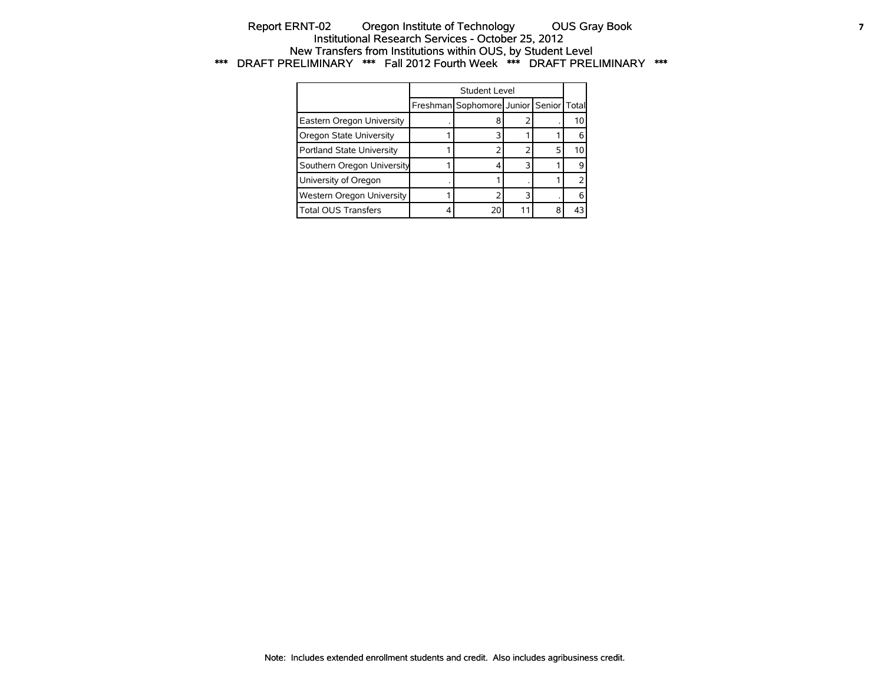# Report ERNT-02 Oregon Institute of Technology OUS Gray Book

## Institutional Research Services - October 25, 2012

## New Transfers from Institutions within OUS, by Student Level

### *** DRAFT PRELIMINARY *** Fall 2012 Fourth Week *** DRAFT PRELIMINARY ***

| | Student Level | | | | Total |
|---|---|---|---|---|---|
| | Freshman | Sophomore | Junior | Senior | |
| Eastern Oregon University | . | 8 | 2 | . | 10 |
| Oregon State University | 1 | 3 | 1 | 1 | 6 |
| Portland State University | 1 | 2 | 2 | 5 | 10 |
| Southern Oregon University | 1 | 4 | 3 | 1 | 9 |
| University of Oregon | . | 1 | . | 1 | 2 |
| Western Oregon University | 1 | 2 | 3 | . | 6 |
| Total OUS Transfers | 4 | 20 | 11 | 8 | 43 |

Note: Includes extended enrollment students and credit. Also includes agribusiness credit.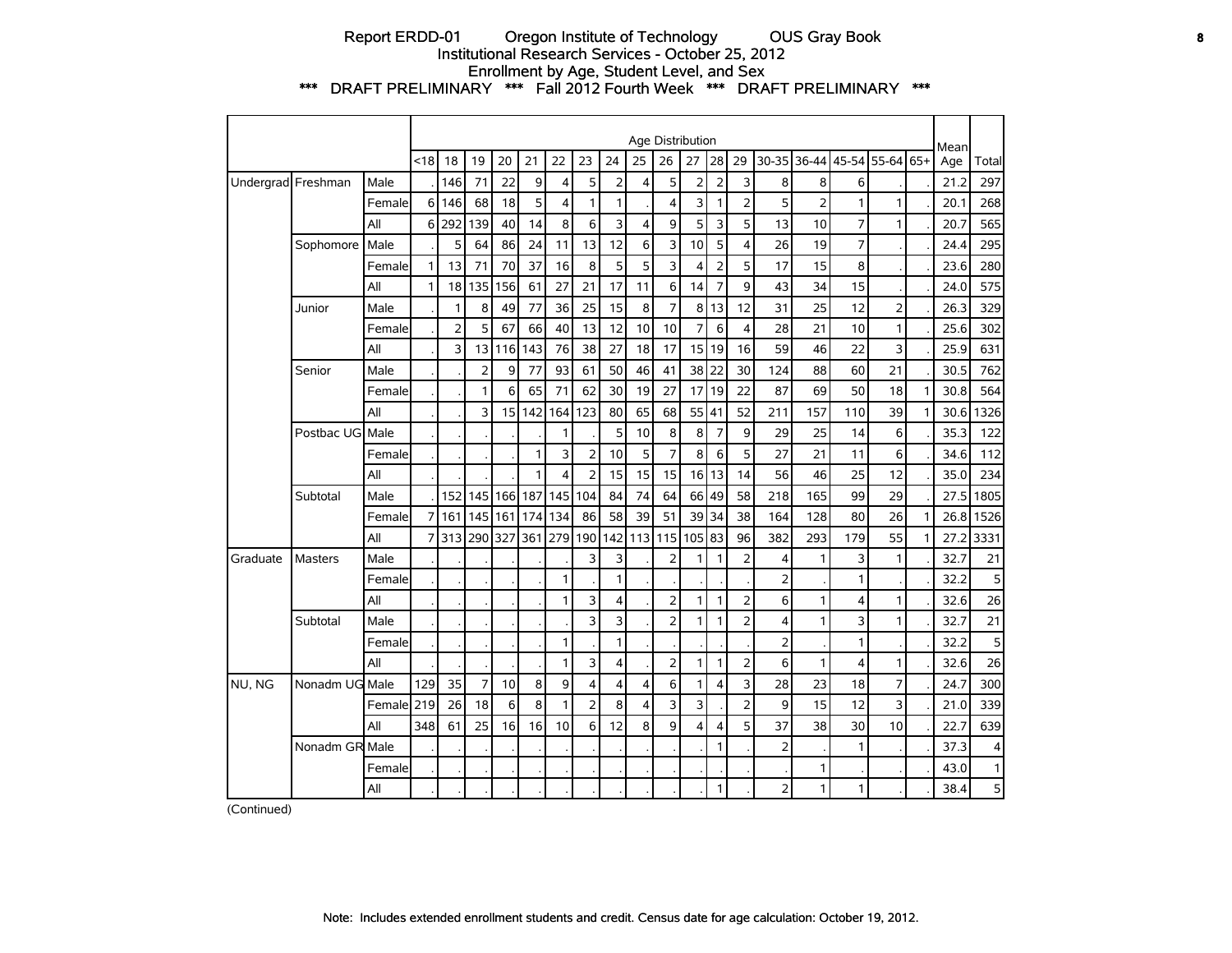Report ERDD-01 Oregon Institute of Technology OUS Gray Book
Institutional Research Services - October 25, 2012
Enrollment by Age, Student Level, and Sex
\*\*\* DRAFT PRELIMINARY \*\*\* Fall 2012 Fourth Week \*\*\* DRAFT PRELIMINARY \*\*\*

| | | | Age Distribution | | | | | | | | | | | | | | | | | | | Mean Age | Total |
|---|---|---|---|---|---|---|---|---|---|---|---|---|---|---|---|---|---|---|---|---|---|---|---|
| | | | <18 | 18 | 19 | 20 | 21 | 22 | 23 | 24 | 25 | 26 | 27 | 28 | 29 | 30-35 | 36-44 | 45-54 | 55-64 | 65+ | | |
| Undergrad | Freshman | Male | . | 146 | 71 | 22 | 9 | 4 | 5 | 2 | 4 | 5 | 2 | 2 | 3 | 8 | 8 | 6 | . | . | 21.2 | 297 |
| | | Female | 6 | 146 | 68 | 18 | 5 | 4 | 1 | 1 | . | 4 | 3 | 1 | 2 | 5 | 2 | 1 | 1 | . | 20.1 | 268 |
| | | All | 6 | 292 | 139 | 40 | 14 | 8 | 6 | 3 | 4 | 9 | 5 | 3 | 5 | 13 | 10 | 7 | 1 | . | 20.7 | 565 |
| | Sophomore | Male | . | 5 | 64 | 86 | 24 | 11 | 13 | 12 | 6 | 3 | 10 | 5 | 4 | 26 | 19 | 7 | . | . | 24.4 | 295 |
| | | Female | 1 | 13 | 71 | 70 | 37 | 16 | 8 | 5 | 5 | 3 | 4 | 2 | 5 | 17 | 15 | 8 | . | . | 23.6 | 280 |
| | | All | 1 | 18 | 135 | 156 | 61 | 27 | 21 | 17 | 11 | 6 | 14 | 7 | 9 | 43 | 34 | 15 | . | . | 24.0 | 575 |
| | Junior | Male | . | 1 | 8 | 49 | 77 | 36 | 25 | 15 | 8 | 7 | 8 | 13 | 12 | 31 | 25 | 12 | 2 | . | 26.3 | 329 |
| | | Female | . | 2 | 5 | 67 | 66 | 40 | 13 | 12 | 10 | 10 | 7 | 6 | 4 | 28 | 21 | 10 | 1 | . | 25.6 | 302 |
| | | All | . | 3 | 13 | 116 | 143 | 76 | 38 | 27 | 18 | 17 | 15 | 19 | 16 | 59 | 46 | 22 | 3 | . | 25.9 | 631 |
| | Senior | Male | . | . | 2 | 9 | 77 | 93 | 61 | 50 | 46 | 41 | 38 | 22 | 30 | 124 | 88 | 60 | 21 | . | 30.5 | 762 |
| | | Female | . | . | 1 | 6 | 65 | 71 | 62 | 30 | 19 | 27 | 17 | 19 | 22 | 87 | 69 | 50 | 18 | 1 | 30.8 | 564 |
| | | All | . | . | 3 | 15 | 142 | 164 | 123 | 80 | 65 | 68 | 55 | 41 | 52 | 211 | 157 | 110 | 39 | 1 | 30.6 | 1326 |
| | Postbac UG | Male | . | . | . | . | . | 1 | . | 5 | 10 | 8 | 8 | 7 | 9 | 29 | 25 | 14 | 6 | . | 35.3 | 122 |
| | | Female | . | . | . | . | 1 | 3 | 2 | 10 | 5 | 7 | 8 | 6 | 5 | 27 | 21 | 11 | 6 | . | 34.6 | 112 |
| | | All | . | . | . | . | 1 | 4 | 2 | 15 | 15 | 15 | 16 | 13 | 14 | 56 | 46 | 25 | 12 | . | 35.0 | 234 |
| | Subtotal | Male | . | 152 | 145 | 166 | 187 | 145 | 104 | 84 | 74 | 64 | 66 | 49 | 58 | 218 | 165 | 99 | 29 | . | 27.5 | 1805 |
| | | Female | 7 | 161 | 145 | 161 | 174 | 134 | 86 | 58 | 39 | 51 | 39 | 34 | 38 | 164 | 128 | 80 | 26 | 1 | 26.8 | 1526 |
| | | All | 7 | 313 | 290 | 327 | 361 | 279 | 190 | 142 | 113 | 115 | 105 | 83 | 96 | 382 | 293 | 179 | 55 | 1 | 27.2 | 3331 |
| Graduate | Masters | Male | . | . | . | . | . | . | 3 | 3 | . | 2 | 1 | 1 | 2 | 4 | 1 | 3 | 1 | . | 32.7 | 21 |
| | | Female | . | . | . | . | . | 1 | . | 1 | . | . | . | . | . | 2 | . | 1 | . | . | 32.2 | 5 |
| | | All | . | . | . | . | . | 1 | 3 | 4 | . | 2 | 1 | 1 | 2 | 6 | 1 | 4 | 1 | . | 32.6 | 26 |
| | Subtotal | Male | . | . | . | . | . | . | 3 | 3 | . | 2 | 1 | 1 | 2 | 4 | 1 | 3 | 1 | . | 32.7 | 21 |
| | | Female | . | . | . | . | . | 1 | . | 1 | . | . | . | . | . | 2 | . | 1 | . | . | 32.2 | 5 |
| | | All | . | . | . | . | . | 1 | 3 | 4 | . | 2 | 1 | 1 | 2 | 6 | 1 | 4 | 1 | . | 32.6 | 26 |
| NU, NG | Nonadm UG | Male | 129 | 35 | 7 | 10 | 8 | 9 | 4 | 4 | 4 | 6 | 1 | 4 | 3 | 28 | 23 | 18 | 7 | . | 24.7 | 300 |
| | | Female | 219 | 26 | 18 | 6 | 8 | 1 | 2 | 8 | 4 | 3 | 3 | . | 2 | 9 | 15 | 12 | 3 | . | 21.0 | 339 |
| | | All | 348 | 61 | 25 | 16 | 16 | 10 | 6 | 12 | 8 | 9 | 4 | 4 | 5 | 37 | 38 | 30 | 10 | . | 22.7 | 639 |
| | Nonadm GR | Male | . | . | . | . | . | . | . | . | . | . | . | 1 | . | 2 | . | 1 | . | . | 37.3 | 4 |
| | | Female | . | . | . | . | . | . | . | . | . | . | . | . | . | . | 1 | . | . | . | 43.0 | 1 |
| | | All | . | . | . | . | . | . | . | . | . | . | . | 1 | . | 2 | 1 | 1 | . | . | 38.4 | 5 |

(Continued)

Note: Includes extended enrollment students and credit. Census date for age calculation: October 19, 2012.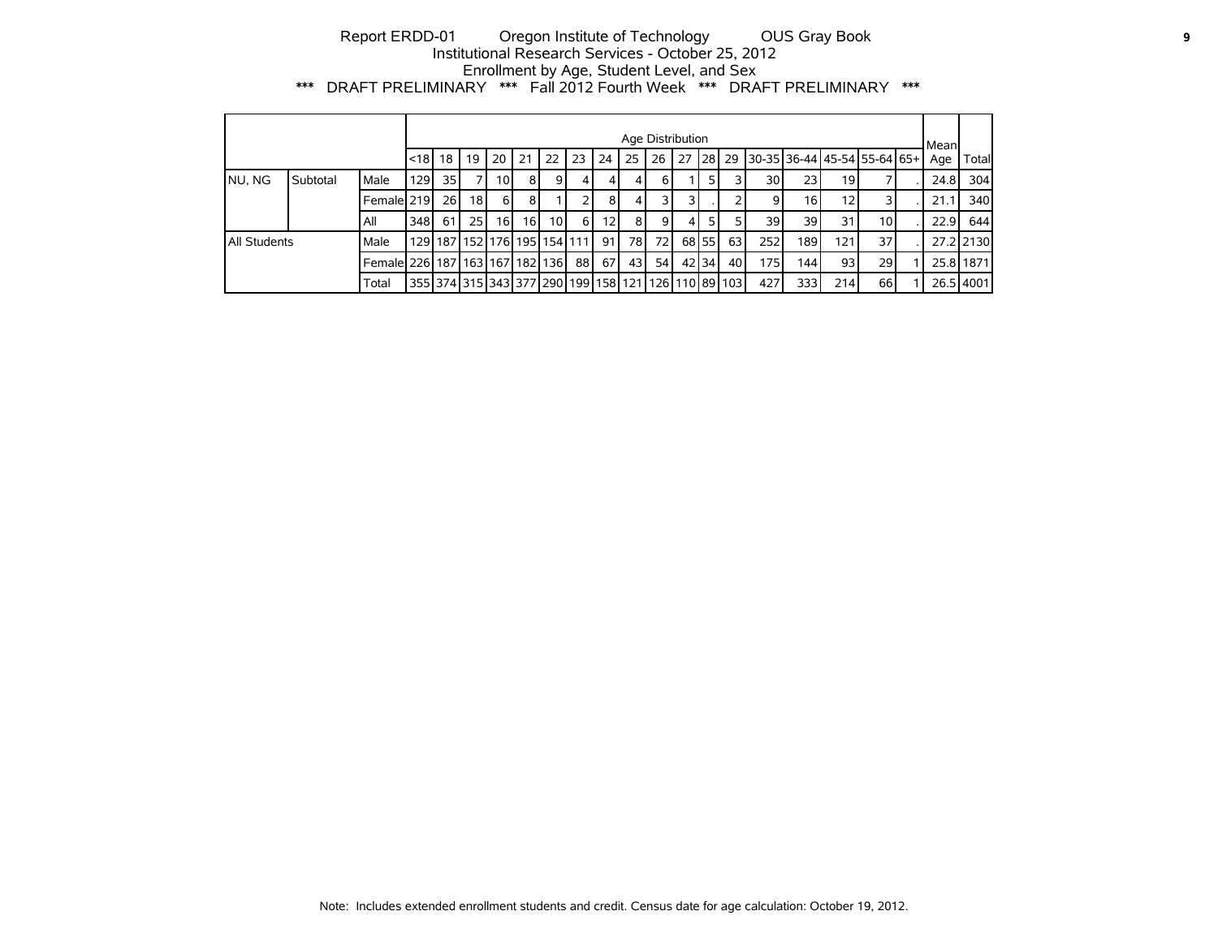Report ERDD-01 Oregon Institute of Technology OUS Gray Book
Institutional Research Services - October 25, 2012
Enrollment by Age, Student Level, and Sex
*** DRAFT PRELIMINARY *** Fall 2012 Fourth Week *** DRAFT PRELIMINARY ***

| | | | Age Distribution | | | | | | | | | | | | | | | | | | Mean Age | Total |
|---|---|---|---|---|---|---|---|---|---|---|---|---|---|---|---|---|---|---|---|---|---|---|
| | | | <18 | 18 | 19 | 20 | 21 | 22 | 23 | 24 | 25 | 26 | 27 | 28 | 29 | 30-35 | 36-44 | 45-54 | 55-64 | 65+ | | |
| NU, NG | Subtotal | Male | 129 | 35 | 7 | 10 | 8 | 9 | 4 | 4 | 4 | 6 | 1 | 5 | 3 | 30 | 23 | 19 | 7 | . | 24.8 | 304 |
| | | Female | 219 | 26 | 18 | 6 | 8 | 1 | 2 | 8 | 4 | 3 | 3 | . | 2 | 9 | 16 | 12 | 3 | . | 21.1 | 340 |
| | | All | 348 | 61 | 25 | 16 | 16 | 10 | 6 | 12 | 8 | 9 | 4 | 5 | 5 | 39 | 39 | 31 | 10 | . | 22.9 | 644 |
| All Students | | Male | 129 | 187 | 152 | 176 | 195 | 154 | 111 | 91 | 78 | 72 | 68 | 55 | 63 | 252 | 189 | 121 | 37 | . | 27.2 | 2130 |
| | | Female | 226 | 187 | 163 | 167 | 182 | 136 | 88 | 67 | 43 | 54 | 42 | 34 | 40 | 175 | 144 | 93 | 29 | 1 | 25.8 | 1871 |
| | | Total | 355 | 374 | 315 | 343 | 377 | 290 | 199 | 158 | 121 | 126 | 110 | 89 | 103 | 427 | 333 | 214 | 66 | 1 | 26.5 | 4001 |

Note: Includes extended enrollment students and credit. Census date for age calculation: October 19, 2012.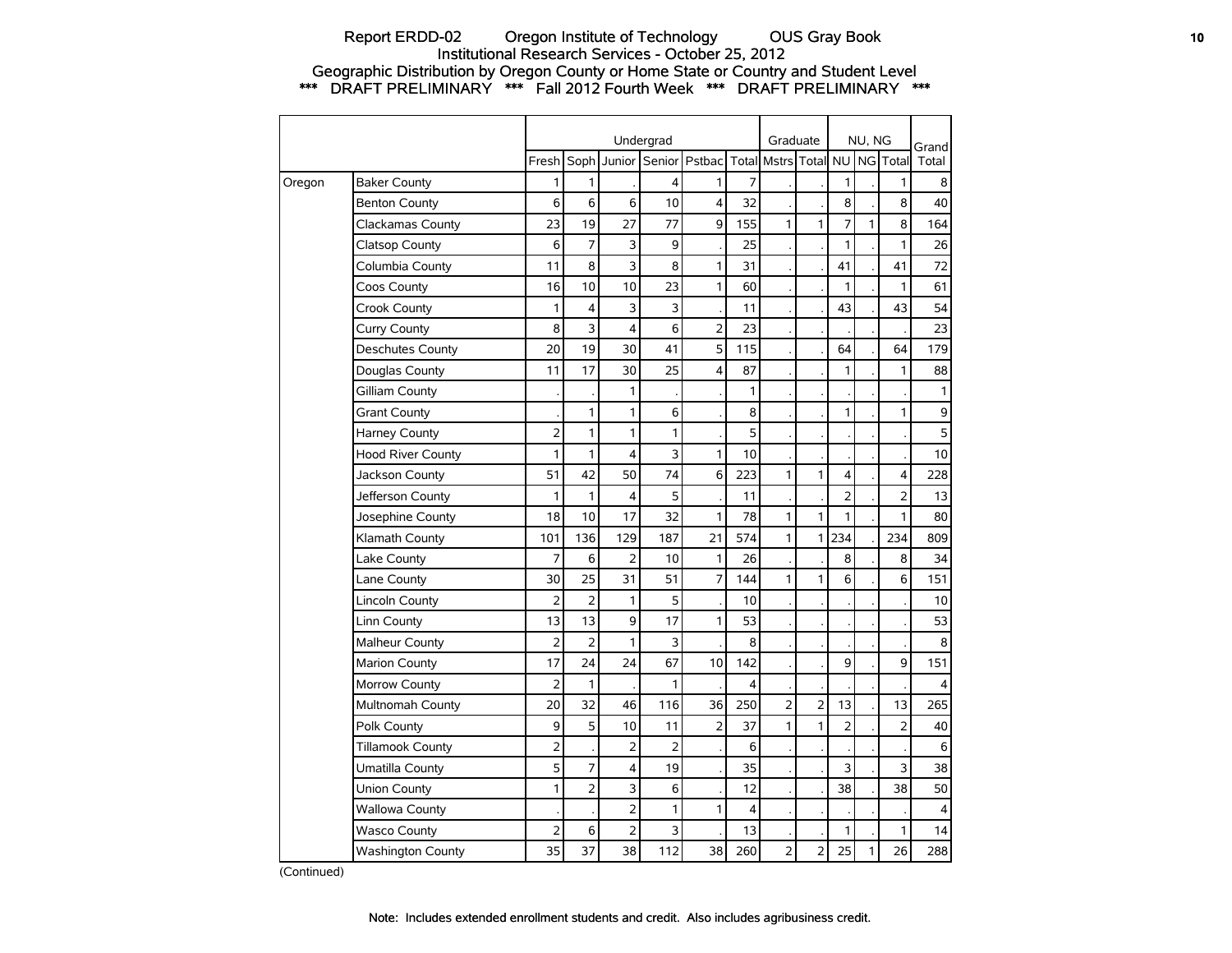# Report ERDD-02 Oregon Institute of Technology OUS Gray Book

## Institutional Research Services - October 25, 2012

## Geographic Distribution by Oregon County or Home State or Country and Student Level

### *** DRAFT PRELIMINARY *** Fall 2012 Fourth Week *** DRAFT PRELIMINARY ***

| | | Undergrad | | | | | | Graduate | | NU, NG | | | Grand |
|---|---|---|---|---|---|---|---|---|---|---|---|---|---|
| | | Fresh | Soph | Junior | Senior | Pstbac | Total | Mstrs | Total | NU | NG | Total | Total |
| Oregon | Baker County | 1 | 1 | . | 4 | 1 | 7 | . | . | 1 | . | 1 | 8 |
| | Benton County | 6 | 6 | 6 | 10 | 4 | 32 | . | . | 8 | . | 8 | 40 |
| | Clackamas County | 23 | 19 | 27 | 77 | 9 | 155 | 1 | 1 | 7 | 1 | 8 | 164 |
| | Clatsop County | 6 | 7 | 3 | 9 | . | 25 | . | . | 1 | . | 1 | 26 |
| | Columbia County | 11 | 8 | 3 | 8 | 1 | 31 | . | . | 41 | . | 41 | 72 |
| | Coos County | 16 | 10 | 10 | 23 | 1 | 60 | . | . | 1 | . | 1 | 61 |
| | Crook County | 1 | 4 | 3 | 3 | . | 11 | . | . | 43 | . | 43 | 54 |
| | Curry County | 8 | 3 | 4 | 6 | 2 | 23 | . | . | . | . | . | 23 |
| | Deschutes County | 20 | 19 | 30 | 41 | 5 | 115 | . | . | 64 | . | 64 | 179 |
| | Douglas County | 11 | 17 | 30 | 25 | 4 | 87 | . | . | 1 | . | 1 | 88 |
| | Gilliam County | . | . | 1 | . | . | 1 | . | . | . | . | . | 1 |
| | Grant County | . | 1 | 1 | 6 | . | 8 | . | . | 1 | . | 1 | 9 |
| | Harney County | 2 | 1 | 1 | 1 | . | 5 | . | . | . | . | . | 5 |
| | Hood River County | 1 | 1 | 4 | 3 | 1 | 10 | . | . | . | . | . | 10 |
| | Jackson County | 51 | 42 | 50 | 74 | 6 | 223 | 1 | 1 | 4 | . | 4 | 228 |
| | Jefferson County | 1 | 1 | 4 | 5 | . | 11 | . | . | 2 | . | 2 | 13 |
| | Josephine County | 18 | 10 | 17 | 32 | 1 | 78 | 1 | 1 | 1 | . | 1 | 80 |
| | Klamath County | 101 | 136 | 129 | 187 | 21 | 574 | 1 | 1 | 234 | . | 234 | 809 |
| | Lake County | 7 | 6 | 2 | 10 | 1 | 26 | . | . | 8 | . | 8 | 34 |
| | Lane County | 30 | 25 | 31 | 51 | 7 | 144 | 1 | 1 | 6 | . | 6 | 151 |
| | Lincoln County | 2 | 2 | 1 | 5 | . | 10 | . | . | . | . | . | 10 |
| | Linn County | 13 | 13 | 9 | 17 | 1 | 53 | . | . | . | . | . | 53 |
| | Malheur County | 2 | 2 | 1 | 3 | . | 8 | . | . | . | . | . | 8 |
| | Marion County | 17 | 24 | 24 | 67 | 10 | 142 | . | . | 9 | . | 9 | 151 |
| | Morrow County | 2 | 1 | . | 1 | . | 4 | . | . | . | . | . | 4 |
| | Multnomah County | 20 | 32 | 46 | 116 | 36 | 250 | 2 | 2 | 13 | . | 13 | 265 |
| | Polk County | 9 | 5 | 10 | 11 | 2 | 37 | 1 | 1 | 2 | . | 2 | 40 |
| | Tillamook County | 2 | . | 2 | 2 | . | 6 | . | . | . | . | . | 6 |
| | Umatilla County | 5 | 7 | 4 | 19 | . | 35 | . | . | 3 | . | 3 | 38 |
| | Union County | 1 | 2 | 3 | 6 | . | 12 | . | . | 38 | . | 38 | 50 |
| | Wallowa County | . | . | 2 | 1 | 1 | 4 | . | . | . | . | . | 4 |
| | Wasco County | 2 | 6 | 2 | 3 | . | 13 | . | . | 1 | . | 1 | 14 |
| | Washington County | 35 | 37 | 38 | 112 | 38 | 260 | 2 | 2 | 25 | 1 | 26 | 288 |

(Continued)

Note: Includes extended enrollment students and credit. Also includes agribusiness credit.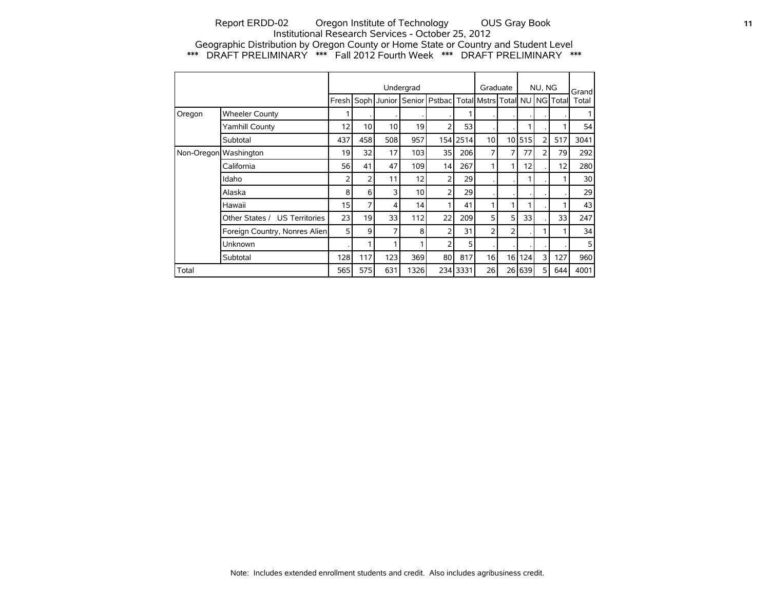Report ERDD-02 Oregon Institute of Technology OUS Gray Book
Institutional Research Services - October 25, 2012
Geographic Distribution by Oregon County or Home State or Country and Student Level
*** DRAFT PRELIMINARY *** Fall 2012 Fourth Week *** DRAFT PRELIMINARY ***

| | | Undergrad | | | | | | Graduate | | NU, NG | | | Grand Total |
|---|---|---|---|---|---|---|---|---|---|---|---|---|---|
| | | Fresh | Soph | Junior | Senior | Pstbac | Total | Mstrs | Total | NU | NG | Total | |
| Oregon | Wheeler County | 1 | . | . | . | . | 1 | . | . | . | . | . | 1 |
| | Yamhill County | 12 | 10 | 10 | 19 | 2 | 53 | . | . | 1 | . | 1 | 54 |
| | Subtotal | 437 | 458 | 508 | 957 | 154 | 2514 | 10 | 10 | 515 | 2 | 517 | 3041 |
| Non-Oregon | Washington | 19 | 32 | 17 | 103 | 35 | 206 | 7 | 7 | 77 | 2 | 79 | 292 |
| | California | 56 | 41 | 47 | 109 | 14 | 267 | 1 | 1 | 12 | . | 12 | 280 |
| | Idaho | 2 | 2 | 11 | 12 | 2 | 29 | . | . | 1 | . | 1 | 30 |
| | Alaska | 8 | 6 | 3 | 10 | 2 | 29 | . | . | . | . | . | 29 |
| | Hawaii | 15 | 7 | 4 | 14 | 1 | 41 | 1 | 1 | 1 | . | 1 | 43 |
| | Other States / US Territories | 23 | 19 | 33 | 112 | 22 | 209 | 5 | 5 | 33 | . | 33 | 247 |
| | Foreign Country, Nonres Alien | 5 | 9 | 7 | 8 | 2 | 31 | 2 | 2 | . | 1 | 1 | 34 |
| | Unknown | . | 1 | 1 | 1 | 2 | 5 | . | . | . | . | . | 5 |
| | Subtotal | 128 | 117 | 123 | 369 | 80 | 817 | 16 | 16 | 124 | 3 | 127 | 960 |
| Total | | 565 | 575 | 631 | 1326 | 234 | 3331 | 26 | 26 | 639 | 5 | 644 | 4001 |

Note: Includes extended enrollment students and credit. Also includes agribusiness credit.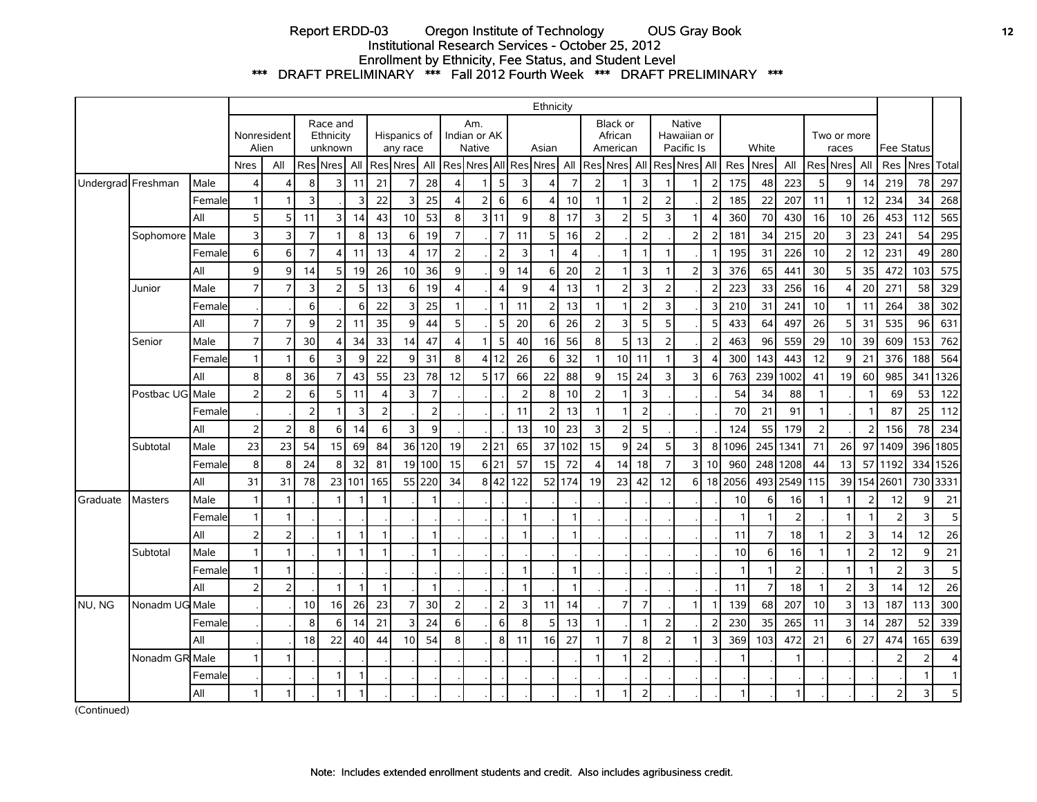Report ERDD-03 Oregon Institute of Technology OUS Gray Book
Institutional Research Services - October 25, 2012
Enrollment by Ethnicity, Fee Status, and Student Level
\*\*\* DRAFT PRELIMINARY \*\*\* Fall 2012 Fourth Week \*\*\* DRAFT PRELIMINARY \*\*\*

| | | | Ethnicity | | | | | | | | | | | | | | | | | | | | | | | | | | | | | | Fee Status | | Total |
|---|---|---|---|---|---|---|---|---|---|---|---|---|---|---|---|---|---|---|---|---|---|---|---|---|---|---|---|---|---|---|---|---|---|---|---|
| | | | Nonresident Alien | | Race and Ethnicity unknown | | | Hispanics of any race | | | Am. Indian or AK Native | | | Asian | | | Black or African American | | | Native Hawaiian or Pacific Is | | | White | | | Two or more races | | | | | |
| | | | Nres | All | Res | Nres | All | Res | Nres | All | Res | Nres | All | Res | Nres | All | Res | Nres | All | Res | Nres | All | Res | Nres | All | Res | Nres | All | Res | Nres | Total |
| Undergrad | Freshman | Male | 4 | 4 | 8 | 3 | 11 | 21 | 7 | 28 | 4 | 1 | 5 | 3 | 4 | 7 | 2 | 1 | 3 | 1 | 1 | 2 | 175 | 48 | 223 | 5 | 9 | 14 | 219 | 78 | 297 |
| | | Female | 1 | 1 | 3 | . | 3 | 22 | 3 | 25 | 4 | 2 | 6 | 6 | 4 | 10 | 1 | 1 | 2 | 2 | . | 2 | 185 | 22 | 207 | 11 | 1 | 12 | 234 | 34 | 268 |
| | | All | 5 | 5 | 11 | 3 | 14 | 43 | 10 | 53 | 8 | 3 | 11 | 9 | 8 | 17 | 3 | 2 | 5 | 3 | 1 | 4 | 360 | 70 | 430 | 16 | 10 | 26 | 453 | 112 | 565 |
| | Sophomore | Male | 3 | 3 | 7 | 1 | 8 | 13 | 6 | 19 | 7 | . | 7 | 11 | 5 | 16 | 2 | . | 2 | . | 2 | 2 | 181 | 34 | 215 | 20 | 3 | 23 | 241 | 54 | 295 |
| | | Female | 6 | 6 | 7 | 4 | 11 | 13 | 4 | 17 | 2 | . | 2 | 3 | 1 | 4 | . | 1 | 1 | 1 | . | 1 | 195 | 31 | 226 | 10 | 2 | 12 | 231 | 49 | 280 |
| | | All | 9 | 9 | 14 | 5 | 19 | 26 | 10 | 36 | 9 | . | 9 | 14 | 6 | 20 | 2 | 1 | 3 | 1 | 2 | 3 | 376 | 65 | 441 | 30 | 5 | 35 | 472 | 103 | 575 |
| | Junior | Male | 7 | 7 | 3 | 2 | 5 | 13 | 6 | 19 | 4 | . | 4 | 9 | 4 | 13 | 1 | 2 | 3 | 2 | . | 2 | 223 | 33 | 256 | 16 | 4 | 20 | 271 | 58 | 329 |
| | | Female | . | . | 6 | . | 6 | 22 | 3 | 25 | 1 | . | 1 | 11 | 2 | 13 | 1 | 1 | 2 | 3 | . | 3 | 210 | 31 | 241 | 10 | 1 | 11 | 264 | 38 | 302 |
| | | All | 7 | 7 | 9 | 2 | 11 | 35 | 9 | 44 | 5 | . | 5 | 20 | 6 | 26 | 2 | 3 | 5 | 5 | . | 5 | 433 | 64 | 497 | 26 | 5 | 31 | 535 | 96 | 631 |
| | Senior | Male | 7 | 7 | 30 | 4 | 34 | 33 | 14 | 47 | 4 | 1 | 5 | 40 | 16 | 56 | 8 | 5 | 13 | 2 | . | 2 | 463 | 96 | 559 | 29 | 10 | 39 | 609 | 153 | 762 |
| | | Female | 1 | 1 | 6 | 3 | 9 | 22 | 9 | 31 | 8 | 4 | 12 | 26 | 6 | 32 | 1 | 10 | 11 | 1 | 3 | 4 | 300 | 143 | 443 | 12 | 9 | 21 | 376 | 188 | 564 |
| | | All | 8 | 8 | 36 | 7 | 43 | 55 | 23 | 78 | 12 | 5 | 17 | 66 | 22 | 88 | 9 | 15 | 24 | 3 | 3 | 6 | 763 | 239 | 1002 | 41 | 19 | 60 | 985 | 341 | 1326 |
| | Postbac UG | Male | 2 | 2 | 6 | 5 | 11 | 4 | 3 | 7 | . | . | . | 2 | 8 | 10 | 2 | 1 | 3 | . | . | . | 54 | 34 | 88 | 1 | . | 1 | 69 | 53 | 122 |
| | | Female | . | . | 2 | 1 | 3 | 2 | . | 2 | . | . | . | 11 | 2 | 13 | 1 | 1 | 2 | . | . | . | 70 | 21 | 91 | 1 | . | 1 | 87 | 25 | 112 |
| | | All | 2 | 2 | 8 | 6 | 14 | 6 | 3 | 9 | . | . | . | 13 | 10 | 23 | 3 | 2 | 5 | . | . | . | 124 | 55 | 179 | 2 | . | 2 | 156 | 78 | 234 |
| | Subtotal | Male | 23 | 23 | 54 | 15 | 69 | 84 | 36 | 120 | 19 | 2 | 21 | 65 | 37 | 102 | 15 | 9 | 24 | 5 | 3 | 8 | 1096 | 245 | 1341 | 71 | 26 | 97 | 1409 | 396 | 1805 |
| | | Female | 8 | 8 | 24 | 8 | 32 | 81 | 19 | 100 | 15 | 6 | 21 | 57 | 15 | 72 | 4 | 14 | 18 | 7 | 3 | 10 | 960 | 248 | 1208 | 44 | 13 | 57 | 1192 | 334 | 1526 |
| | | All | 31 | 31 | 78 | 23 | 101 | 165 | 55 | 220 | 34 | 8 | 42 | 122 | 52 | 174 | 19 | 23 | 42 | 12 | 6 | 18 | 2056 | 493 | 2549 | 115 | 39 | 154 | 2601 | 730 | 3331 |
| Graduate | Masters | Male | 1 | 1 | . | 1 | 1 | 1 | . | 1 | . | . | . | . | . | . | . | . | . | . | . | . | 10 | 6 | 16 | 1 | 1 | 2 | 12 | 9 | 21 |
| | | Female | 1 | 1 | . | . | . | . | . | . | . | . | . | 1 | . | 1 | . | . | . | . | . | . | 1 | 1 | 2 | . | 1 | 1 | 2 | 3 | 5 |
| | | All | 2 | 2 | . | 1 | 1 | 1 | . | 1 | . | . | . | 1 | . | 1 | . | . | . | . | . | . | 11 | 7 | 18 | 1 | 2 | 3 | 14 | 12 | 26 |
| | Subtotal | Male | 1 | 1 | . | 1 | 1 | 1 | . | 1 | . | . | . | . | . | . | . | . | . | . | . | . | 10 | 6 | 16 | 1 | 1 | 2 | 12 | 9 | 21 |
| | | Female | 1 | 1 | . | . | . | . | . | . | . | . | . | 1 | . | 1 | . | . | . | . | . | . | 1 | 1 | 2 | . | 1 | 1 | 2 | 3 | 5 |
| | | All | 2 | 2 | . | 1 | 1 | 1 | . | 1 | . | . | . | 1 | . | 1 | . | . | . | . | . | . | 11 | 7 | 18 | 1 | 2 | 3 | 14 | 12 | 26 |
| NU, NG | Nonadm UG | Male | . | . | 10 | 16 | 26 | 23 | 7 | 30 | 2 | . | 2 | 3 | 11 | 14 | . | 7 | 7 | . | 1 | 1 | 139 | 68 | 207 | 10 | 3 | 13 | 187 | 113 | 300 |
| | | Female | . | . | 8 | 6 | 14 | 21 | 3 | 24 | 6 | . | 6 | 8 | 5 | 13 | 1 | . | 1 | 2 | . | 2 | 230 | 35 | 265 | 11 | 3 | 14 | 287 | 52 | 339 |
| | | All | . | . | 18 | 22 | 40 | 44 | 10 | 54 | 8 | . | 8 | 11 | 16 | 27 | 1 | 7 | 8 | 2 | 1 | 3 | 369 | 103 | 472 | 21 | 6 | 27 | 474 | 165 | 639 |
| | Nonadm GR | Male | 1 | 1 | . | . | . | . | . | . | . | . | . | . | . | . | 1 | 1 | 2 | . | . | . | 1 | . | 1 | . | . | . | 2 | 2 | 4 |
| | | Female | . | . | . | 1 | 1 | . | . | . | . | . | . | . | . | . | . | . | . | . | . | . | . | . | . | . | . | . | . | 1 | 1 |
| | | All | 1 | 1 | . | 1 | 1 | . | . | . | . | . | . | . | . | . | 1 | 1 | 2 | . | . | . | 1 | . | 1 | . | . | . | 2 | 3 | 5 |

(Continued)

Note: Includes extended enrollment students and credit. Also includes agribusiness credit.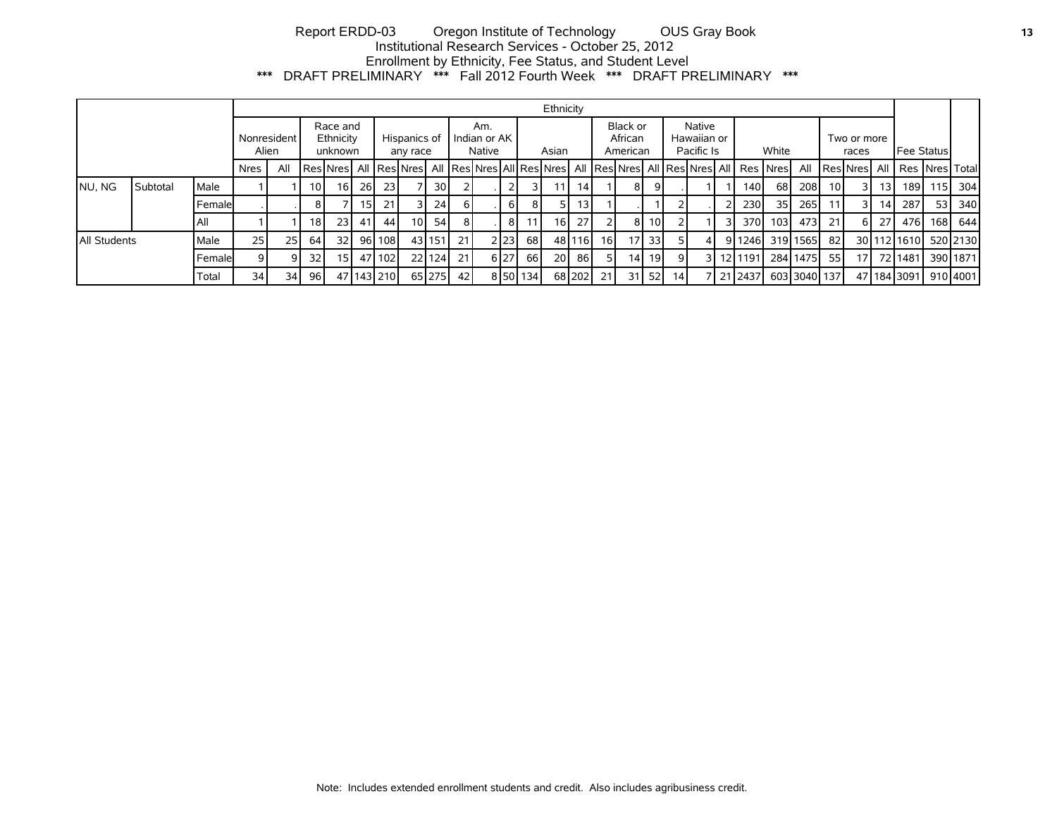Report ERDD-03 Oregon Institute of Technology OUS Gray Book
Institutional Research Services - October 25, 2012
Enrollment by Ethnicity, Fee Status, and Student Level
*** DRAFT PRELIMINARY *** Fall 2012 Fourth Week *** DRAFT PRELIMINARY ***

| | | | Ethnicity | | | | | | | | | | | | | | | | | | | | | | | | | | | | | | |
|---|---|---|---|---|---|---|---|---|---|---|---|---|---|---|---|---|---|---|---|---|---|---|---|---|---|---|---|---|---|---|---|---|---|
| | | | Nonresident Alien | | Race and Ethnicity unknown | | | Hispanics of any race | | | Am. Indian or AK Native | | | Asian | | | Black or African American | | | Native Hawaiian or Pacific Is | | | White | | | Two or more races | | | Fee Status | | |
| | | | Nres | All | Res | Nres | All | Res | Nres | All | Res | Nres | All | Res | Nres | All | Res | Nres | All | Res | Nres | All | Res | Nres | All | Res | Nres | All | Res | Nres | Total |
| NU, NG | Subtotal | Male | 1 | 1 | 10 | 16 | 26 | 23 | 7 | 30 | 2 | . | 2 | 3 | 11 | 14 | 1 | 8 | 9 | . | 1 | 1 | 140 | 68 | 208 | 10 | 3 | 13 | 189 | 115 | 304 |
| | | Female | . | . | 8 | 7 | 15 | 21 | 3 | 24 | 6 | . | 6 | 8 | 5 | 13 | 1 | . | 1 | 2 | . | 2 | 230 | 35 | 265 | 11 | 3 | 14 | 287 | 53 | 340 |
| | | All | 1 | 1 | 18 | 23 | 41 | 44 | 10 | 54 | 8 | . | 8 | 11 | 16 | 27 | 2 | 8 | 10 | 2 | 1 | 3 | 370 | 103 | 473 | 21 | 6 | 27 | 476 | 168 | 644 |
| All Students | | Male | 25 | 25 | 64 | 32 | 96 | 108 | 43 | 151 | 21 | 2 | 23 | 68 | 48 | 116 | 16 | 17 | 33 | 5 | 4 | 9 | 1246 | 319 | 1565 | 82 | 30 | 112 | 1610 | 520 | 2130 |
| | | Female | 9 | 9 | 32 | 15 | 47 | 102 | 22 | 124 | 21 | 6 | 27 | 66 | 20 | 86 | 5 | 14 | 19 | 9 | 3 | 12 | 1191 | 284 | 1475 | 55 | 17 | 72 | 1481 | 390 | 1871 |
| | | Total | 34 | 34 | 96 | 47 | 143 | 210 | 65 | 275 | 42 | 8 | 50 | 134 | 68 | 202 | 21 | 31 | 52 | 14 | 7 | 21 | 2437 | 603 | 3040 | 137 | 47 | 184 | 3091 | 910 | 4001 |

Note: Includes extended enrollment students and credit. Also includes agribusiness credit.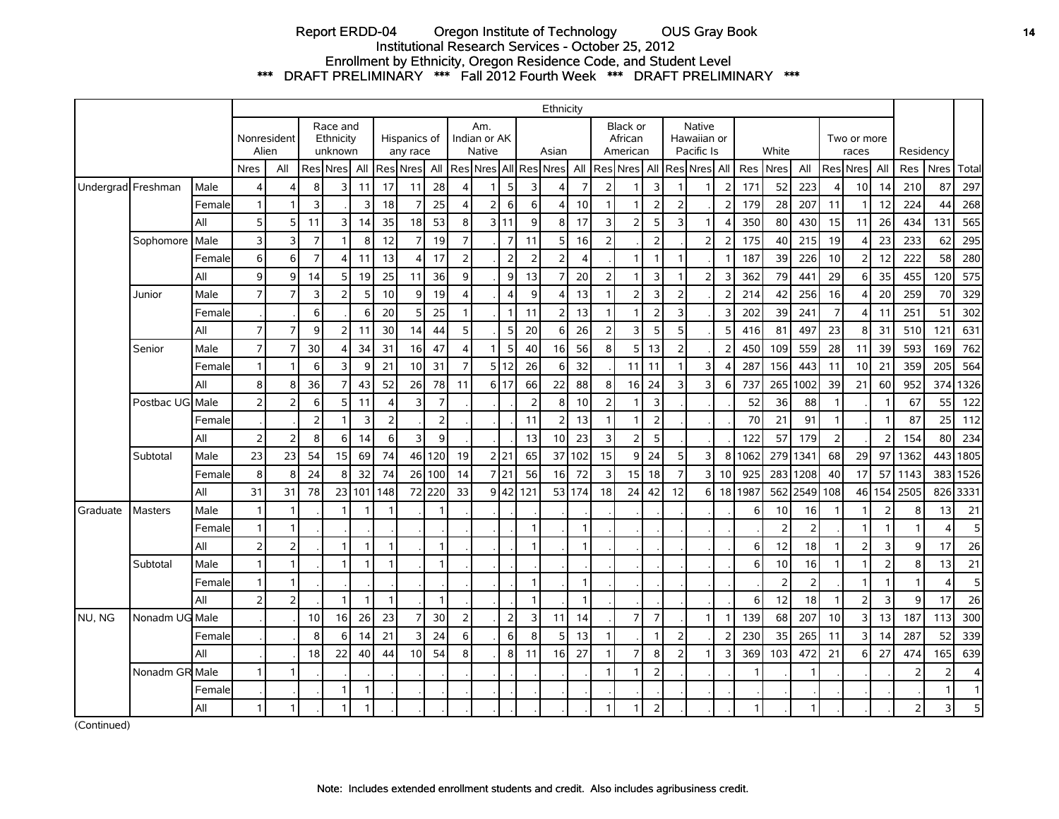Report ERDD-04 Oregon Institute of Technology OUS Gray Book

Institutional Research Services - October 25, 2012

Enrollment by Ethnicity, Oregon Residence Code, and Student Level

\*\*\* DRAFT PRELIMINARY \*\*\* Fall 2012 Fourth Week \*\*\* DRAFT PRELIMINARY \*\*\*

| | | | Ethnicity | | | | | | | | | | | | | | | | | | | | | | | | | | | | | Residency | | |
|---|---|---|---|---|---|---|---|---|---|---|---|---|---|---|---|---|---|---|---|---|---|---|---|---|---|---|---|---|---|---|---|---|---|---|
| | | | Nonresident Alien | | Race and Ethnicity unknown | | | Hispanics of any race | | | Am. Indian or AK Native | | | Asian | | | Black or African American | | | Native Hawaiian or Pacific Is | | | White | | | Two or more races | | | Residency | | |
| | | | Nres | All | Res | Nres | All | Res | Nres | All | Res | Nres | All | Res | Nres | All | Res | Nres | All | Res | Nres | All | Res | Nres | All | Res | Nres | All | Res | Nres | Total |
| Undergrad | Freshman | Male | 4 | 4 | 8 | 3 | 11 | 17 | 11 | 28 | 4 | 1 | 5 | 3 | 4 | 7 | 2 | 1 | 3 | 1 | 1 | 2 | 171 | 52 | 223 | 4 | 10 | 14 | 210 | 87 | 297 |
| | | Female | 1 | 1 | 3 | . | 3 | 18 | 7 | 25 | 4 | 2 | 6 | 6 | 4 | 10 | 1 | 1 | 2 | 2 | . | 2 | 179 | 28 | 207 | 11 | 1 | 12 | 224 | 44 | 268 |
| | | All | 5 | 5 | 11 | 3 | 14 | 35 | 18 | 53 | 8 | 3 | 11 | 9 | 8 | 17 | 3 | 2 | 5 | 3 | 1 | 4 | 350 | 80 | 430 | 15 | 11 | 26 | 434 | 131 | 565 |
| | Sophomore | Male | 3 | 3 | 7 | 1 | 8 | 12 | 7 | 19 | 7 | . | 7 | 11 | 5 | 16 | 2 | . | 2 | . | 2 | 2 | 175 | 40 | 215 | 19 | 4 | 23 | 233 | 62 | 295 |
| | | Female | 6 | 6 | 7 | 4 | 11 | 13 | 4 | 17 | 2 | . | 2 | 2 | 2 | 4 | . | 1 | 1 | 1 | . | 1 | 187 | 39 | 226 | 10 | 2 | 12 | 222 | 58 | 280 |
| | | All | 9 | 9 | 14 | 5 | 19 | 25 | 11 | 36 | 9 | . | 9 | 13 | 7 | 20 | 2 | 1 | 3 | 1 | 2 | 3 | 362 | 79 | 441 | 29 | 6 | 35 | 455 | 120 | 575 |
| | Junior | Male | 7 | 7 | 3 | 2 | 5 | 10 | 9 | 19 | 4 | . | 4 | 9 | 4 | 13 | 1 | 2 | 3 | 2 | . | 2 | 214 | 42 | 256 | 16 | 4 | 20 | 259 | 70 | 329 |
| | | Female | . | . | 6 | . | 6 | 20 | 5 | 25 | 1 | . | 1 | 11 | 2 | 13 | 1 | 1 | 2 | 3 | . | 3 | 202 | 39 | 241 | 7 | 4 | 11 | 251 | 51 | 302 |
| | | All | 7 | 7 | 9 | 2 | 11 | 30 | 14 | 44 | 5 | . | 5 | 20 | 6 | 26 | 2 | 3 | 5 | 5 | . | 5 | 416 | 81 | 497 | 23 | 8 | 31 | 510 | 121 | 631 |
| | Senior | Male | 7 | 7 | 30 | 4 | 34 | 31 | 16 | 47 | 4 | 1 | 5 | 40 | 16 | 56 | 8 | 5 | 13 | 2 | . | 2 | 450 | 109 | 559 | 28 | 11 | 39 | 593 | 169 | 762 |
| | | Female | 1 | 1 | 6 | 3 | 9 | 21 | 10 | 31 | 7 | 5 | 12 | 26 | 6 | 32 | . | 11 | 11 | 1 | 3 | 4 | 287 | 156 | 443 | 11 | 10 | 21 | 359 | 205 | 564 |
| | | All | 8 | 8 | 36 | 7 | 43 | 52 | 26 | 78 | 11 | 6 | 17 | 66 | 22 | 88 | 8 | 16 | 24 | 3 | 3 | 6 | 737 | 265 | 1002 | 39 | 21 | 60 | 952 | 374 | 1326 |
| | Postbac UG | Male | 2 | 2 | 6 | 5 | 11 | 4 | 3 | 7 | . | . | . | 2 | 8 | 10 | 2 | 1 | 3 | . | . | . | 52 | 36 | 88 | 1 | . | 1 | 67 | 55 | 122 |
| | | Female | . | . | 2 | 1 | 3 | 2 | . | 2 | . | . | . | 11 | 2 | 13 | 1 | 1 | 2 | . | . | . | 70 | 21 | 91 | 1 | . | 1 | 87 | 25 | 112 |
| | | All | 2 | 2 | 8 | 6 | 14 | 6 | 3 | 9 | . | . | . | 13 | 10 | 23 | 3 | 2 | 5 | . | . | . | 122 | 57 | 179 | 2 | . | 2 | 154 | 80 | 234 |
| | Subtotal | Male | 23 | 23 | 54 | 15 | 69 | 74 | 46 | 120 | 19 | 2 | 21 | 65 | 37 | 102 | 15 | 9 | 24 | 5 | 3 | 8 | 1062 | 279 | 1341 | 68 | 29 | 97 | 1362 | 443 | 1805 |
| | | Female | 8 | 8 | 24 | 8 | 32 | 74 | 26 | 100 | 14 | 7 | 21 | 56 | 16 | 72 | 3 | 15 | 18 | 7 | 3 | 10 | 925 | 283 | 1208 | 40 | 17 | 57 | 1143 | 383 | 1526 |
| | | All | 31 | 31 | 78 | 23 | 101 | 148 | 72 | 220 | 33 | 9 | 42 | 121 | 53 | 174 | 18 | 24 | 42 | 12 | 6 | 18 | 1987 | 562 | 2549 | 108 | 46 | 154 | 2505 | 826 | 3331 |
| Graduate | Masters | Male | 1 | 1 | . | 1 | 1 | 1 | . | 1 | . | . | . | . | . | . | . | . | . | . | . | . | 6 | 10 | 16 | 1 | 1 | 2 | 8 | 13 | 21 |
| | | Female | 1 | 1 | . | . | . | . | . | . | . | . | . | 1 | . | 1 | . | . | . | . | . | . | . | 2 | 2 | . | 1 | 1 | 1 | 4 | 5 |
| | | All | 2 | 2 | . | 1 | 1 | 1 | . | 1 | . | . | . | 1 | . | 1 | . | . | . | . | . | . | 6 | 12 | 18 | 1 | 2 | 3 | 9 | 17 | 26 |
| | Subtotal | Male | 1 | 1 | . | 1 | 1 | 1 | . | 1 | . | . | . | . | . | . | . | . | . | . | . | . | 6 | 10 | 16 | 1 | 1 | 2 | 8 | 13 | 21 |
| | | Female | 1 | 1 | . | . | . | . | . | . | . | . | . | 1 | . | 1 | . | . | . | . | . | . | . | 2 | 2 | . | 1 | 1 | 1 | 4 | 5 |
| | | All | 2 | 2 | . | 1 | 1 | 1 | . | 1 | . | . | . | 1 | . | 1 | . | . | . | . | . | . | 6 | 12 | 18 | 1 | 2 | 3 | 9 | 17 | 26 |
| NU, NG | Nonadm UG | Male | . | . | 10 | 16 | 26 | 23 | 7 | 30 | 2 | . | 2 | 3 | 11 | 14 | . | 7 | 7 | . | 1 | 1 | 139 | 68 | 207 | 10 | 3 | 13 | 187 | 113 | 300 |
| | | Female | . | . | 8 | 6 | 14 | 21 | 3 | 24 | 6 | . | 6 | 8 | 5 | 13 | 1 | . | 1 | 2 | . | 2 | 230 | 35 | 265 | 11 | 3 | 14 | 287 | 52 | 339 |
| | | All | . | . | 18 | 22 | 40 | 44 | 10 | 54 | 8 | . | 8 | 11 | 16 | 27 | 1 | 7 | 8 | 2 | 1 | 3 | 369 | 103 | 472 | 21 | 6 | 27 | 474 | 165 | 639 |
| | Nonadm GR | Male | 1 | 1 | . | . | . | . | . | . | . | . | . | . | . | . | 1 | 1 | 2 | . | . | . | 1 | . | 1 | . | . | . | 2 | 2 | 4 |
| | | Female | . | . | . | 1 | 1 | . | . | . | . | . | . | . | . | . | . | . | . | . | . | . | . | . | . | . | . | . | . | 1 | 1 |
| | | All | 1 | 1 | . | 1 | 1 | . | . | . | . | . | . | . | . | . | 1 | 1 | 2 | . | . | . | 1 | . | 1 | . | . | . | 2 | 3 | 5 |

(Continued)

Note: Includes extended enrollment students and credit. Also includes agribusiness credit.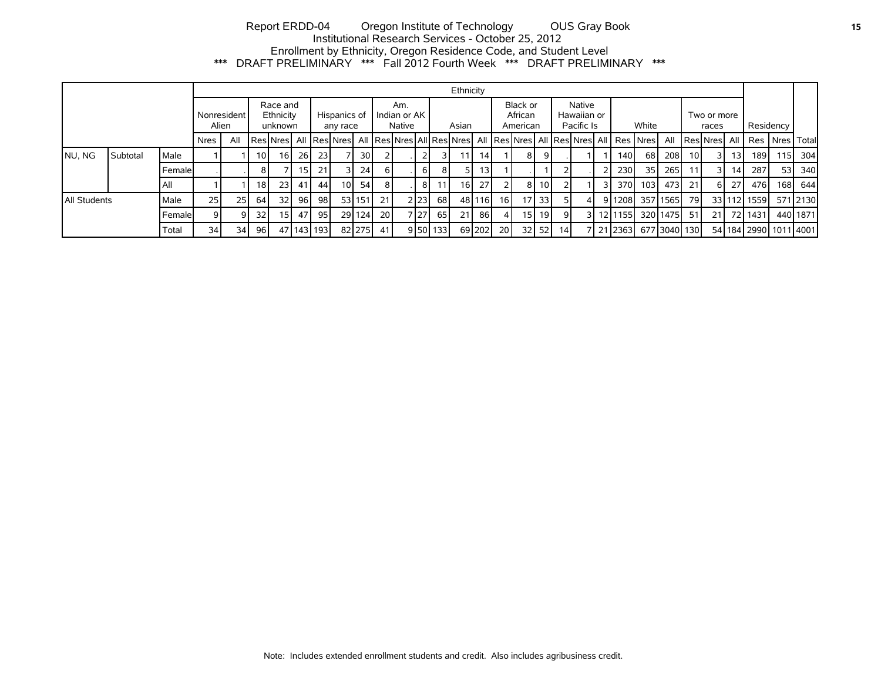Report ERDD-04 Oregon Institute of Technology OUS Gray Book
Institutional Research Services - October 25, 2012
Enrollment by Ethnicity, Oregon Residence Code, and Student Level
*** DRAFT PRELIMINARY *** Fall 2012 Fourth Week *** DRAFT PRELIMINARY ***

| | | | Ethnicity | | | | | | | | | | | | | | | | | | | | | | | | | | | | | |
|---|---|---|---|---|---|---|---|---|---|---|---|---|---|---|---|---|---|---|---|---|---|---|---|---|---|---|---|---|---|---|---|---|
| | | | Nonresident Alien | | Race and Ethnicity unknown | | | Hispanics of any race | | | Am. Indian or AK Native | | | Asian | | | Black or African American | | | Native Hawaiian or Pacific Is | | | White | | | Two or more races | | | Residency | | |
| | | | Nres | All | Res | Nres | All | Res | Nres | All | Res | Nres | All | Res | Nres | All | Res | Nres | All | Res | Nres | All | Res | Nres | All | Res | Nres | All | Res | Nres | Total |
| NU, NG | Subtotal | Male | 1 | 1 | 10 | 16 | 26 | 23 | 7 | 30 | 2 | . | 2 | 3 | 11 | 14 | 1 | 8 | 9 | . | 1 | 1 | 140 | 68 | 208 | 10 | 3 | 13 | 189 | 115 | 304 |
| | | Female | . | . | 8 | 7 | 15 | 21 | 3 | 24 | 6 | . | 6 | 8 | 5 | 13 | 1 | . | 1 | 2 | . | 2 | 230 | 35 | 265 | 11 | 3 | 14 | 287 | 53 | 340 |
| | | All | 1 | 1 | 18 | 23 | 41 | 44 | 10 | 54 | 8 | . | 8 | 11 | 16 | 27 | 2 | 8 | 10 | 2 | 1 | 3 | 370 | 103 | 473 | 21 | 6 | 27 | 476 | 168 | 644 |
| All Students | | Male | 25 | 25 | 64 | 32 | 96 | 98 | 53 | 151 | 21 | 2 | 23 | 68 | 48 | 116 | 16 | 17 | 33 | 5 | 4 | 9 | 1208 | 357 | 1565 | 79 | 33 | 112 | 1559 | 571 | 2130 |
| | | Female | 9 | 9 | 32 | 15 | 47 | 95 | 29 | 124 | 20 | 7 | 27 | 65 | 21 | 86 | 4 | 15 | 19 | 9 | 3 | 12 | 1155 | 320 | 1475 | 51 | 21 | 72 | 1431 | 440 | 1871 |
| | | Total | 34 | 34 | 96 | 47 | 143 | 193 | 82 | 275 | 41 | 9 | 50 | 133 | 69 | 202 | 20 | 32 | 52 | 14 | 7 | 21 | 2363 | 677 | 3040 | 130 | 54 | 184 | 2990 | 1011 | 4001 |

Note: Includes extended enrollment students and credit. Also includes agribusiness credit.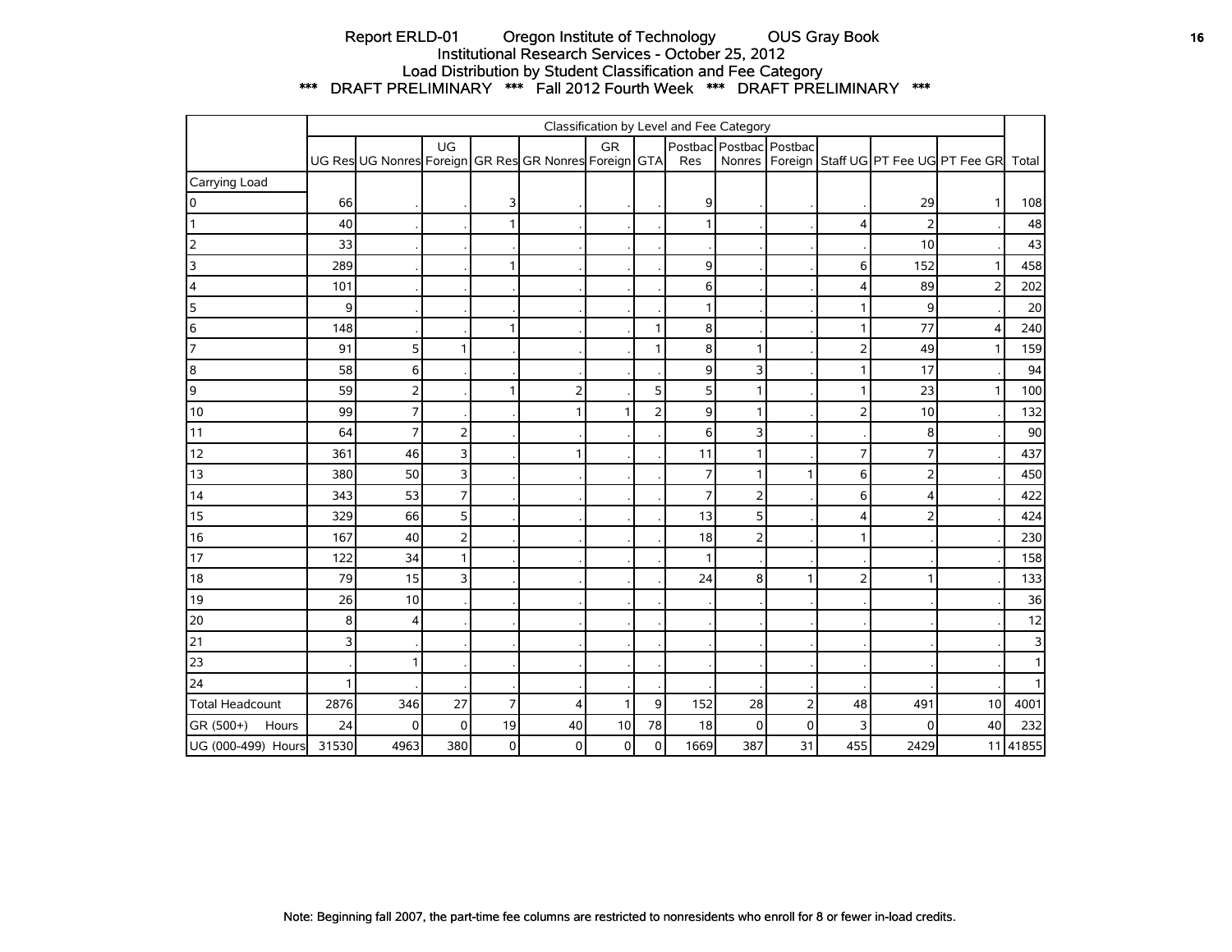Report ERLD-01 Oregon Institute of Technology OUS Gray Book
Institutional Research Services - October 25, 2012
Load Distribution by Student Classification and Fee Category
*** DRAFT PRELIMINARY *** Fall 2012 Fourth Week *** DRAFT PRELIMINARY ***

| | Classification by Level and Fee Category | | | | | | | | | | | | | |
|---|---|---|---|---|---|---|---|---|---|---|---|---|---|---|
| | UG Res | UG Nonres | UG Foreign | GR Res | GR Nonres | GR Foreign | GTA | Postbac Res | Postbac Nonres | Postbac Foreign | Staff UG | PT Fee UG | PT Fee GR | Total |
| Carrying Load | | | | | | | | | | | | | | |
| 0 | 66 | . | . | 3 | . | . | . | 9 | . | . | . | 29 | 1 | 108 |
| 1 | 40 | . | . | 1 | . | . | . | 1 | . | . | 4 | 2 | . | 48 |
| 2 | 33 | . | . | . | . | . | . | . | . | . | . | 10 | . | 43 |
| 3 | 289 | . | . | 1 | . | . | . | 9 | . | . | 6 | 152 | 1 | 458 |
| 4 | 101 | . | . | . | . | . | . | 6 | . | . | 4 | 89 | 2 | 202 |
| 5 | 9 | . | . | . | . | . | . | 1 | . | . | 1 | 9 | . | 20 |
| 6 | 148 | . | . | 1 | . | . | 1 | 8 | . | . | 1 | 77 | 4 | 240 |
| 7 | 91 | 5 | 1 | . | . | . | 1 | 8 | 1 | . | 2 | 49 | 1 | 159 |
| 8 | 58 | 6 | . | . | . | . | . | 9 | 3 | . | 1 | 17 | . | 94 |
| 9 | 59 | 2 | . | 1 | 2 | . | 5 | 5 | 1 | . | 1 | 23 | 1 | 100 |
| 10 | 99 | 7 | . | . | 1 | 1 | 2 | 9 | 1 | . | 2 | 10 | . | 132 |
| 11 | 64 | 7 | 2 | . | . | . | . | 6 | 3 | . | . | 8 | . | 90 |
| 12 | 361 | 46 | 3 | . | 1 | . | . | 11 | 1 | . | 7 | 7 | . | 437 |
| 13 | 380 | 50 | 3 | . | . | . | . | 7 | 1 | 1 | 6 | 2 | . | 450 |
| 14 | 343 | 53 | 7 | . | . | . | . | 7 | 2 | . | 6 | 4 | . | 422 |
| 15 | 329 | 66 | 5 | . | . | . | . | 13 | 5 | . | 4 | 2 | . | 424 |
| 16 | 167 | 40 | 2 | . | . | . | . | 18 | 2 | . | 1 | . | . | 230 |
| 17 | 122 | 34 | 1 | . | . | . | . | 1 | . | . | . | . | . | 158 |
| 18 | 79 | 15 | 3 | . | . | . | . | 24 | 8 | 1 | 2 | 1 | . | 133 |
| 19 | 26 | 10 | . | . | . | . | . | . | . | . | . | . | . | 36 |
| 20 | 8 | 4 | . | . | . | . | . | . | . | . | . | . | . | 12 |
| 21 | 3 | . | . | . | . | . | . | . | . | . | . | . | . | 3 |
| 23 | . | 1 | . | . | . | . | . | . | . | . | . | . | . | 1 |
| 24 | 1 | . | . | . | . | . | . | . | . | . | . | . | . | 1 |
| Total Headcount | 2876 | 346 | 27 | 7 | 4 | 1 | 9 | 152 | 28 | 2 | 48 | 491 | 10 | 4001 |
| GR (500+) Hours | 24 | 0 | 0 | 19 | 40 | 10 | 78 | 18 | 0 | 0 | 3 | 0 | 40 | 232 |
| UG (000-499) Hours | 31530 | 4963 | 380 | 0 | 0 | 0 | 0 | 1669 | 387 | 31 | 455 | 2429 | 11 | 41855 |

Note: Beginning fall 2007, the part-time fee columns are restricted to nonresidents who enroll for 8 or fewer in-load credits.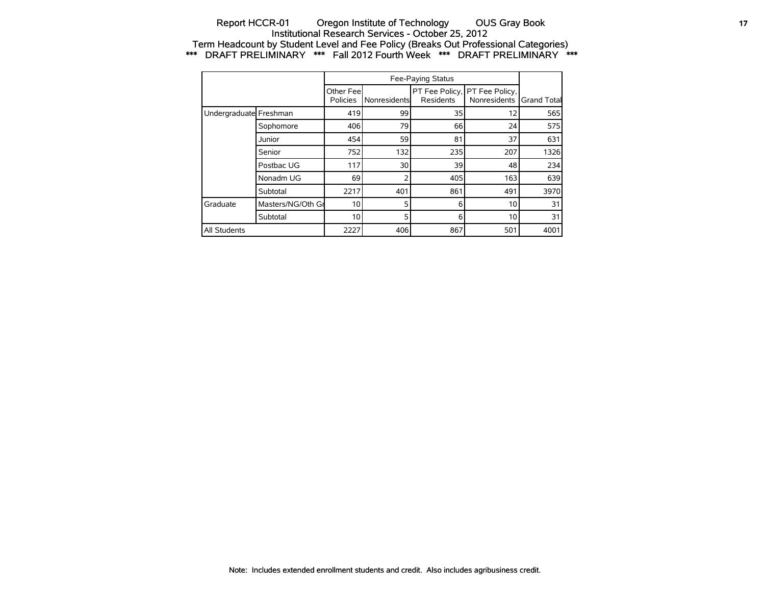# Report HCCR-01 Oregon Institute of Technology OUS Gray Book

## Institutional Research Services - October 25, 2012

## Term Headcount by Student Level and Fee Policy (Breaks Out Professional Categories)

## *** DRAFT PRELIMINARY *** Fall 2012 Fourth Week *** DRAFT PRELIMINARY ***

| | | Fee-Paying Status | | | | |
|---|---|---|---|---|---|---|
| | | Other Fee Policies | Nonresidents | PT Fee Policy, Residents | PT Fee Policy, Nonresidents | Grand Total |
| Undergraduate | Freshman | 419 | 99 | 35 | 12 | 565 |
| | Sophomore | 406 | 79 | 66 | 24 | 575 |
| | Junior | 454 | 59 | 81 | 37 | 631 |
| | Senior | 752 | 132 | 235 | 207 | 1326 |
| | Postbac UG | 117 | 30 | 39 | 48 | 234 |
| | Nonadm UG | 69 | 2 | 405 | 163 | 639 |
| | Subtotal | 2217 | 401 | 861 | 491 | 3970 |
| Graduate | Masters/NG/Oth Gr | 10 | 5 | 6 | 10 | 31 |
| | Subtotal | 10 | 5 | 6 | 10 | 31 |
| All Students | | 2227 | 406 | 867 | 501 | 4001 |

Note: Includes extended enrollment students and credit. Also includes agribusiness credit.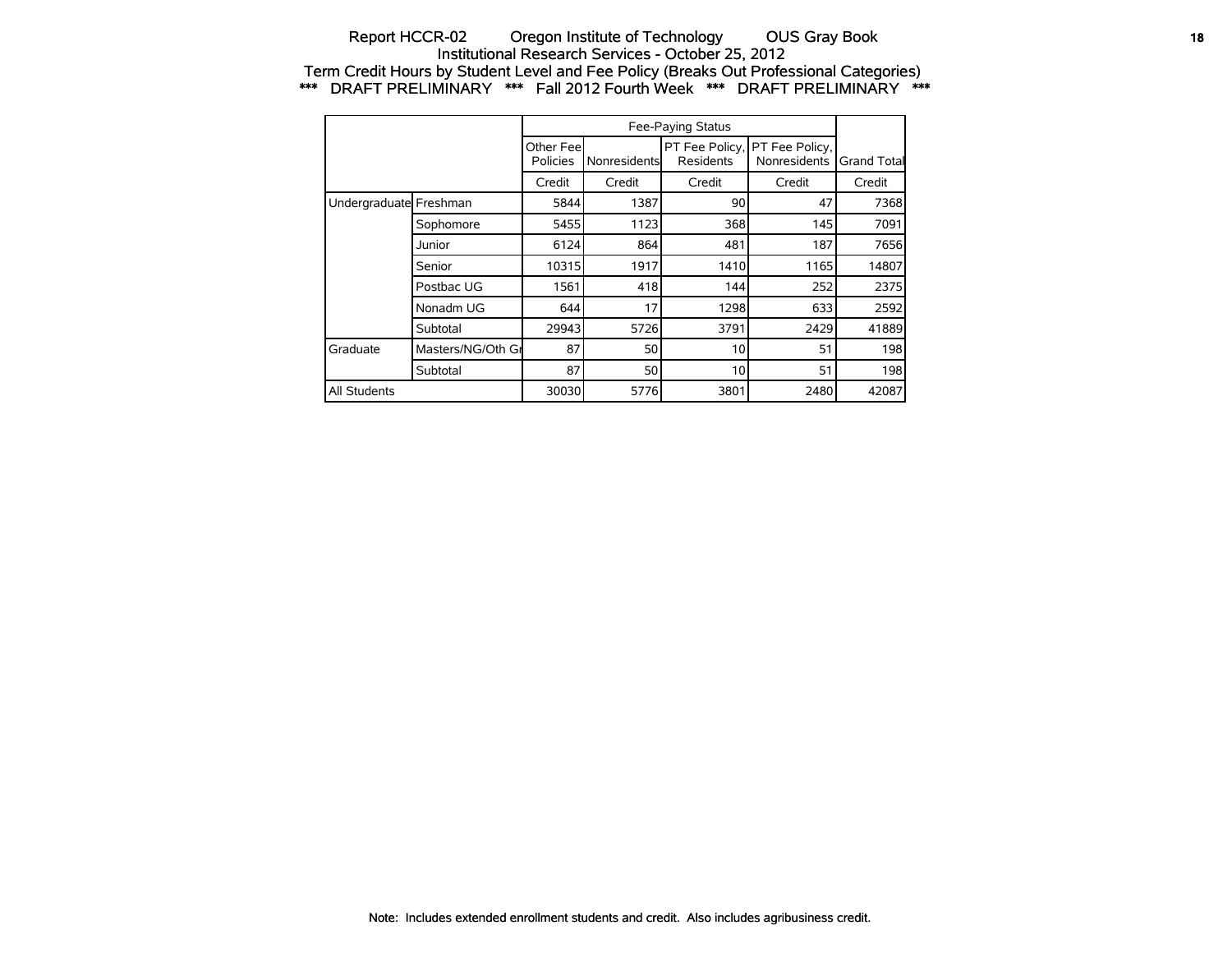# Report HCCR-02 Oregon Institute of Technology OUS Gray Book

## Institutional Research Services - October 25, 2012

## Term Credit Hours by Student Level and Fee Policy (Breaks Out Professional Categories)

### *** DRAFT PRELIMINARY *** Fall 2012 Fourth Week *** DRAFT PRELIMINARY ***

| | | Fee-Paying Status | | | | |
|---|---|---|---|---|---|---|
| | | Other Fee Policies | Nonresidents | PT Fee Policy, Residents | PT Fee Policy, Nonresidents | Grand Total |
| | | Credit | Credit | Credit | Credit | Credit |
| Undergraduate | Freshman | 5844 | 1387 | 90 | 47 | 7368 |
| | Sophomore | 5455 | 1123 | 368 | 145 | 7091 |
| | Junior | 6124 | 864 | 481 | 187 | 7656 |
| | Senior | 10315 | 1917 | 1410 | 1165 | 14807 |
| | Postbac UG | 1561 | 418 | 144 | 252 | 2375 |
| | Nonadm UG | 644 | 17 | 1298 | 633 | 2592 |
| | Subtotal | 29943 | 5726 | 3791 | 2429 | 41889 |
| Graduate | Masters/NG/Oth Gr | 87 | 50 | 10 | 51 | 198 |
| | Subtotal | 87 | 50 | 10 | 51 | 198 |
| All Students | | 30030 | 5776 | 3801 | 2480 | 42087 |

Note: Includes extended enrollment students and credit. Also includes agribusiness credit.